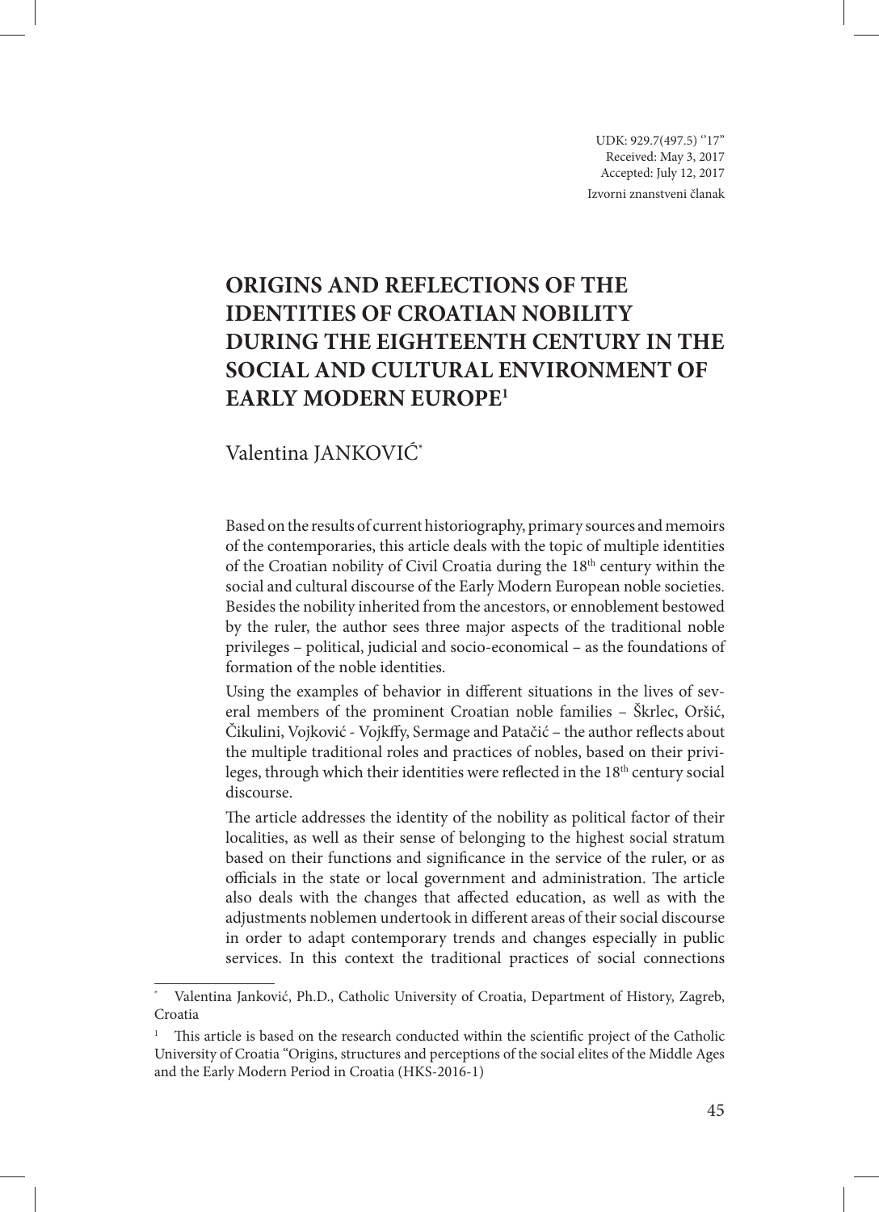UDK: 929.7(497.5) ''17''
Received: May 3, 2017
Accepted: July 12, 2017
Izvorni znanstveni članak

# ORIGINS AND REFLECTIONS OF THE IDENTITIES OF CROATIAN NOBILITY DURING THE EIGHTEENTH CENTURY IN THE SOCIAL AND CULTURAL ENVIRONMENT OF EARLY MODERN EUROPE[1]

Valentina JANKOVIĆ[*]

Based on the results of current historiography, primary sources and memoirs of the contemporaries, this article deals with the topic of multiple identities of the Croatian nobility of Civil Croatia during the 18th century within the social and cultural discourse of the Early Modern European noble societies. Besides the nobility inherited from the ancestors, or ennoblement bestowed by the ruler, the author sees three major aspects of the traditional noble privileges – political, judicial and socio-economical – as the foundations of formation of the noble identities.

Using the examples of behavior in different situations in the lives of several members of the prominent Croatian noble families – Škrlec, Oršić, Čikulini, Vojković - Vojkffy, Sermage and Patačić – the author reflects about the multiple traditional roles and practices of nobles, based on their privileges, through which their identities were reflected in the 18th century social discourse.

The article addresses the identity of the nobility as political factor of their localities, as well as their sense of belonging to the highest social stratum based on their functions and significance in the service of the ruler, or as officials in the state or local government and administration. The article also deals with the changes that affected education, as well as with the adjustments noblemen undertook in different areas of their social discourse in order to adapt contemporary trends and changes especially in public services. In this context the traditional practices of social connections

---

[*] Valentina Janković, Ph.D., Catholic University of Croatia, Department of History, Zagreb, Croatia

[1] This article is based on the research conducted within the scientific project of the Catholic University of Croatia "Origins, structures and perceptions of the social elites of the Middle Ages and the Early Modern Period in Croatia (HKS-2016-1)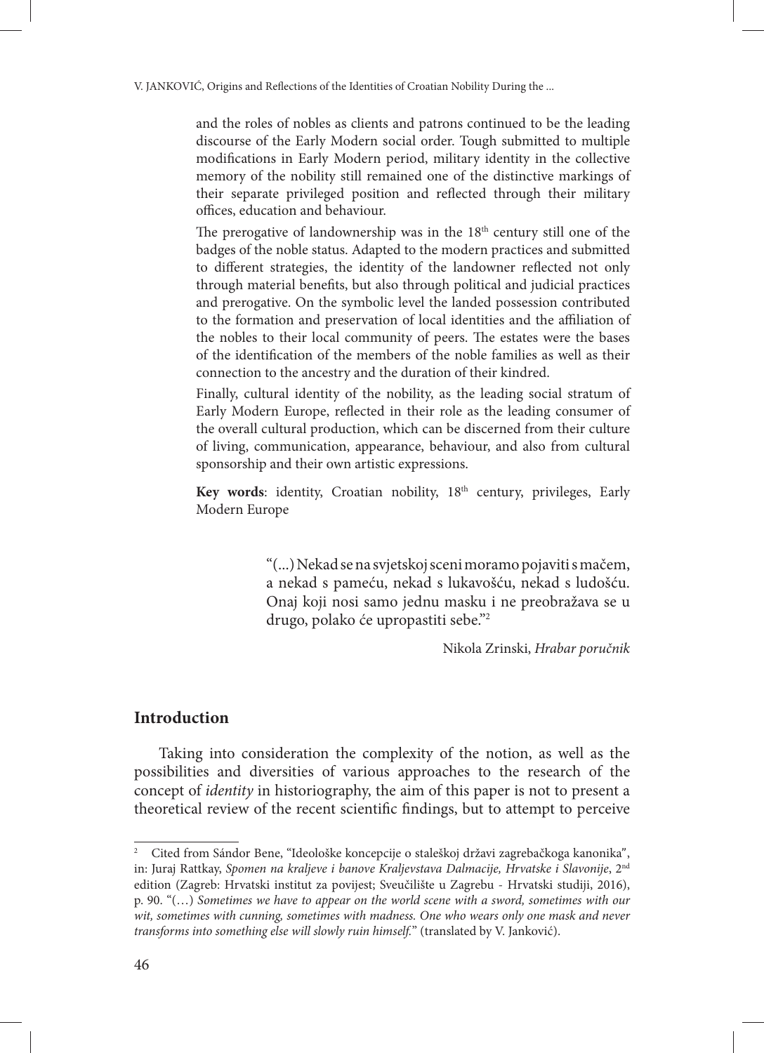and the roles of nobles as clients and patrons continued to be the leading discourse of the Early Modern social order. Tough submitted to multiple modifications in Early Modern period, military identity in the collective memory of the nobility still remained one of the distinctive markings of their separate privileged position and reflected through their military offices, education and behaviour.

The prerogative of landownership was in the 18th century still one of the badges of the noble status. Adapted to the modern practices and submitted to different strategies, the identity of the landowner reflected not only through material benefits, but also through political and judicial practices and prerogative. On the symbolic level the landed possession contributed to the formation and preservation of local identities and the affiliation of the nobles to their local community of peers. The estates were the bases of the identification of the members of the noble families as well as their connection to the ancestry and the duration of their kindred.

Finally, cultural identity of the nobility, as the leading social stratum of Early Modern Europe, reflected in their role as the leading consumer of the overall cultural production, which can be discerned from their culture of living, communication, appearance, behaviour, and also from cultural sponsorship and their own artistic expressions.

**Key words**: identity, Croatian nobility, 18th century, privileges, Early Modern Europe

> "(...) Nekad se na svjetskoj sceni moramo pojaviti s mačem, a nekad s pameću, nekad s lukavošću, nekad s ludošću. Onaj koji nosi samo jednu masku i ne preobražava se u drugo, polako će upropastiti sebe."[2]
>
> Nikola Zrinski, *Hrabar poručnik*

## Introduction

Taking into consideration the complexity of the notion, as well as the possibilities and diversities of various approaches to the research of the concept of *identity* in historiography, the aim of this paper is not to present a theoretical review of the recent scientific findings, but to attempt to perceive

---

[2] Cited from Sándor Bene, "Ideološke koncepcije o staleškoj državi zagrebačkoga kanonika", in: Juraj Rattkay, *Spomen na kraljeve i banove Kraljevstava Dalmacije, Hrvatske i Slavonije*, 2nd edition (Zagreb: Hrvatski institut za povijest; Sveučilište u Zagrebu - Hrvatski studiji, 2016), p. 90. "(…) *Sometimes we have to appear on the world scene with a sword, sometimes with our wit, sometimes with cunning, sometimes with madness. One who wears only one mask and never transforms into something else will slowly ruin himself.*" (translated by V. Janković).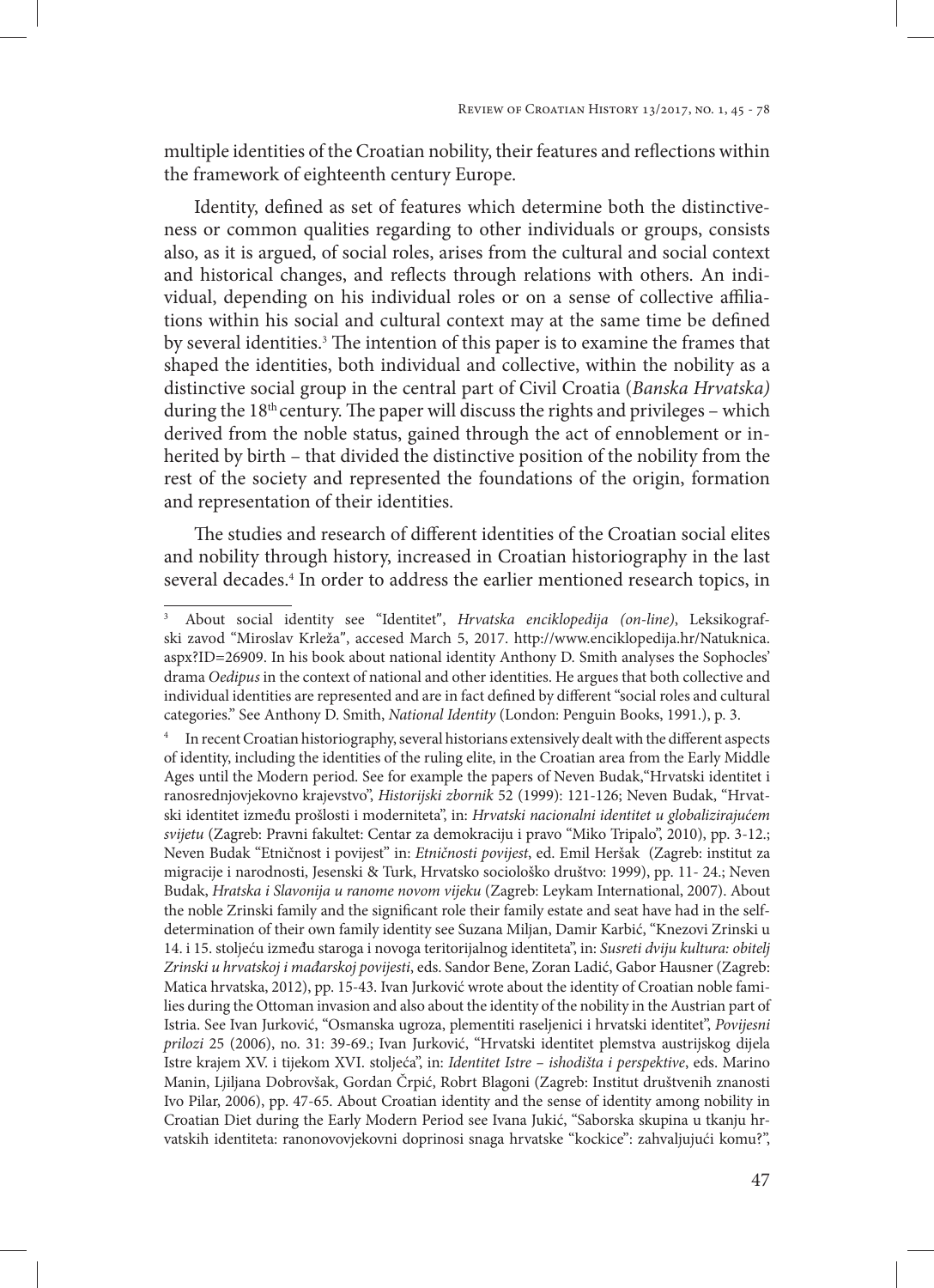multiple identities of the Croatian nobility, their features and reflections within the framework of eighteenth century Europe.

Identity, defined as set of features which determine both the distinctiveness or common qualities regarding to other individuals or groups, consists also, as it is argued, of social roles, arises from the cultural and social context and historical changes, and reflects through relations with others. An individual, depending on his individual roles or on a sense of collective affiliations within his social and cultural context may at the same time be defined by several identities.[3] The intention of this paper is to examine the frames that shaped the identities, both individual and collective, within the nobility as a distinctive social group in the central part of Civil Croatia (*Banska Hrvatska)* during the 18th century. The paper will discuss the rights and privileges – which derived from the noble status, gained through the act of ennoblement or inherited by birth – that divided the distinctive position of the nobility from the rest of the society and represented the foundations of the origin, formation and representation of their identities.

The studies and research of different identities of the Croatian social elites and nobility through history, increased in Croatian historiography in the last several decades.[4] In order to address the earlier mentioned research topics, in

---

[3] About social identity see "Identitet", *Hrvatska enciklopedija (on-line)*, Leksikografski zavod "Miroslav Krleža", accesed March 5, 2017. http://www.enciklopedija.hr/Natuknica.aspx?ID=26909. In his book about national identity Anthony D. Smith analyses the Sophocles' drama *Oedipus* in the context of national and other identities. He argues that both collective and individual identities are represented and are in fact defined by different "social roles and cultural categories." See Anthony D. Smith, *National Identity* (London: Penguin Books, 1991.), p. 3.

[4] In recent Croatian historiography, several historians extensively dealt with the different aspects of identity, including the identities of the ruling elite, in the Croatian area from the Early Middle Ages until the Modern period. See for example the papers of Neven Budak,"Hrvatski identitet i ranosrednjovjekovno krajevstvo", *Historijski zbornik* 52 (1999): 121-126; Neven Budak, "Hrvatski identitet između prošlosti i moderniteta", in: *Hrvatski nacionalni identitet u globalizirajućem svijetu* (Zagreb: Pravni fakultet: Centar za demokraciju i pravo "Miko Tripalo", 2010), pp. 3-12.; Neven Budak "Etničnost i povijest" in: *Etničnosti povijest*, ed. Emil Heršak (Zagreb: institut za migracije i narodnosti, Jesenski & Turk, Hrvatsko sociološko društvo: 1999), pp. 11- 24.; Neven Budak, *Hratska i Slavonija u ranome novom vijeku* (Zagreb: Leykam International, 2007). About the noble Zrinski family and the significant role their family estate and seat have had in the self-determination of their own family identity see Suzana Miljan, Damir Karbić, "Knezovi Zrinski u 14. i 15. stoljeću između staroga i novoga teritorijalnog identiteta", in: *Susreti dviju kultura: obitelj Zrinski u hrvatskoj i mađarskoj povijesti*, eds. Sandor Bene, Zoran Ladić, Gabor Hausner (Zagreb: Matica hrvatska, 2012), pp. 15-43. Ivan Jurković wrote about the identity of Croatian noble families during the Ottoman invasion and also about the identity of the nobility in the Austrian part of Istria. See Ivan Jurković, "Osmanska ugroza, plementiti raseljenici i hrvatski identitet", *Povijesni prilozi* 25 (2006), no. 31: 39-69.; Ivan Jurković, "Hrvatski identitet plemstva austrijskog dijela Istre krajem XV. i tijekom XVI. stoljeća", in: *Identitet Istre – ishodišta i perspektive*, eds. Marino Manin, Ljiljana Dobrovšak, Gordan Črpić, Robrt Blagoni (Zagreb: Institut društvenih znanosti Ivo Pilar, 2006), pp. 47-65. About Croatian identity and the sense of identity among nobility in Croatian Diet during the Early Modern Period see Ivana Jukić, "Saborska skupina u tkanju hrvatskih identiteta: ranonovovjekovni doprinosi snaga hrvatske "kockice": zahvaljujući komu?",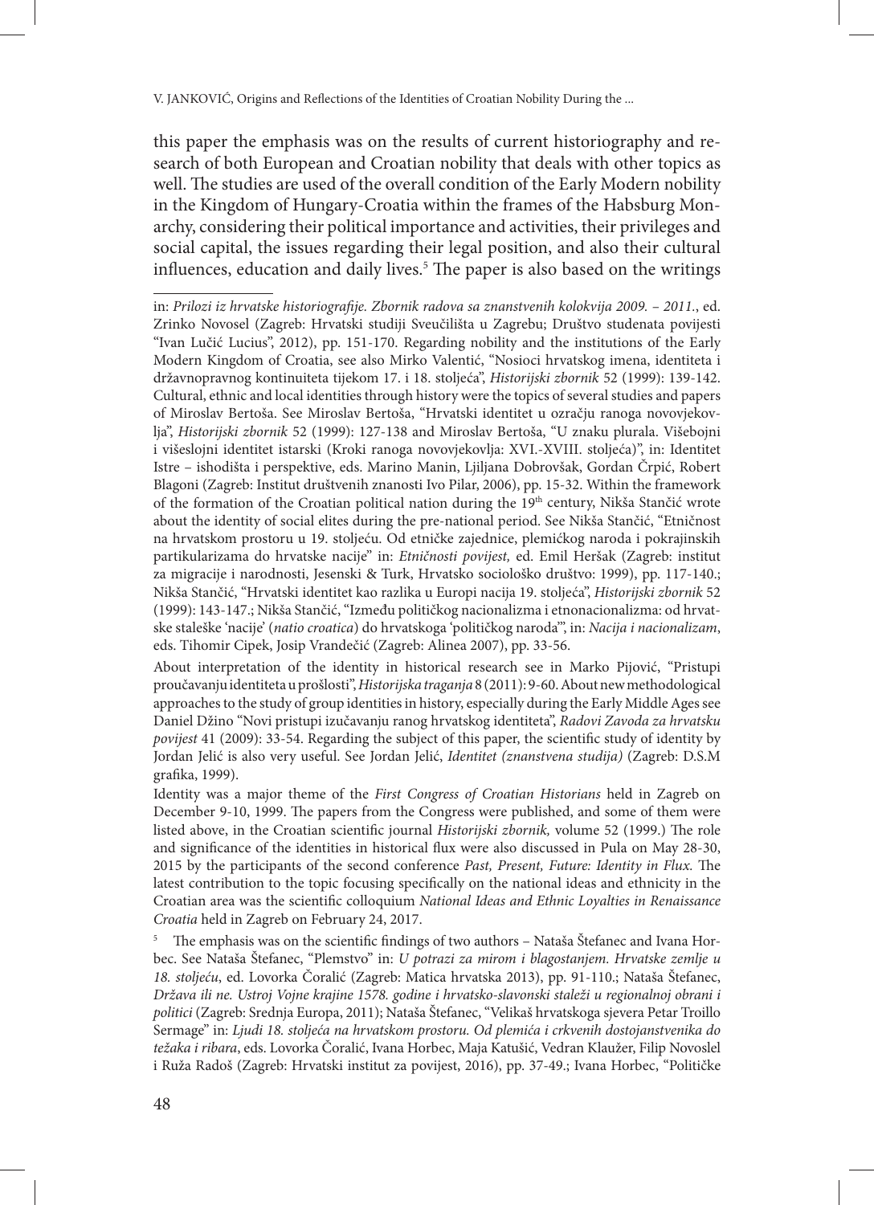this paper the emphasis was on the results of current historiography and research of both European and Croatian nobility that deals with other topics as well. The studies are used of the overall condition of the Early Modern nobility in the Kingdom of Hungary-Croatia within the frames of the Habsburg Monarchy, considering their political importance and activities, their privileges and social capital, the issues regarding their legal position, and also their cultural influences, education and daily lives.[5] The paper is also based on the writings

---

in: *Prilozi iz hrvatske historiografije. Zbornik radova sa znanstvenih kolokvija 2009. – 2011.*, ed. Zrinko Novosel (Zagreb: Hrvatski studiji Sveučilišta u Zagrebu; Društvo studenata povijesti "Ivan Lučić Lucius", 2012), pp. 151-170. Regarding nobility and the institutions of the Early Modern Kingdom of Croatia, see also Mirko Valentić, "Nosioci hrvatskog imena, identiteta i državnopravnog kontinuiteta tijekom 17. i 18. stoljeća", *Historijski zbornik* 52 (1999): 139-142. Cultural, ethnic and local identities through history were the topics of several studies and papers of Miroslav Bertoša. See Miroslav Bertoša, "Hrvatski identitet u ozračju ranoga novovjekovlja", *Historijski zbornik* 52 (1999): 127-138 and Miroslav Bertoša, "U znaku plurala. Višebojni i višeslojni identitet istarski (Kroki ranoga novovjekovlja: XVI.-XVIII. stoljeća)", in: Identitet Istre – ishodišta i perspektive, eds. Marino Manin, Ljiljana Dobrovšak, Gordan Črpić, Robert Blagoni (Zagreb: Institut društvenih znanosti Ivo Pilar, 2006), pp. 15-32. Within the framework of the formation of the Croatian political nation during the 19th century, Nikša Stančić wrote about the identity of social elites during the pre-national period. See Nikša Stančić, "Etničnost na hrvatskom prostoru u 19. stoljeću. Od etničke zajednice, plemićkog naroda i pokrajinskih partikularizama do hrvatske nacije" in: *Etničnosti povijest,* ed. Emil Heršak (Zagreb: institut za migracije i narodnosti, Jesenski & Turk, Hrvatsko sociološko društvo: 1999), pp. 117-140.; Nikša Stančić, "Hrvatski identitet kao razlika u Europi nacija 19. stoljeća", *Historijski zbornik* 52 (1999): 143-147.; Nikša Stančić, "Između političkog nacionalizma i etnonacionalizma: od hrvatske staleške 'nacije' (*natio croatica*) do hrvatskoga 'političkog naroda'", in: *Nacija i nacionalizam*, eds. Tihomir Cipek, Josip Vrandečić (Zagreb: Alinea 2007), pp. 33-56.

About interpretation of the identity in historical research see in Marko Pijović, "Pristupi proučavanju identiteta u prošlosti", *Historijska traganja* 8 (2011): 9-60. About new methodological approaches to the study of group identities in history, especially during the Early Middle Ages see Daniel Džino "Novi pristupi izučavanju ranog hrvatskog identiteta", *Radovi Zavoda za hrvatsku povijest* 41 (2009): 33-54. Regarding the subject of this paper, the scientific study of identity by Jordan Jelić is also very useful. See Jordan Jelić, *Identitet (znanstvena studija)* (Zagreb: D.S.M grafika, 1999).

Identity was a major theme of the *First Congress of Croatian Historians* held in Zagreb on December 9-10, 1999. The papers from the Congress were published, and some of them were listed above, in the Croatian scientific journal *Historijski zbornik,* volume 52 (1999.) The role and significance of the identities in historical flux were also discussed in Pula on May 28-30, 2015 by the participants of the second conference *Past, Present, Future: Identity in Flux.* The latest contribution to the topic focusing specifically on the national ideas and ethnicity in the Croatian area was the scientific colloquium *National Ideas and Ethnic Loyalties in Renaissance Croatia* held in Zagreb on February 24, 2017.

[5] The emphasis was on the scientific findings of two authors – Nataša Štefanec and Ivana Horbec. See Nataša Štefanec, "Plemstvo" in: *U potrazi za mirom i blagostanjem. Hrvatske zemlje u 18. stoljeću*, ed. Lovorka Čoralić (Zagreb: Matica hrvatska 2013), pp. 91-110.; Nataša Štefanec, *Država ili ne. Ustroj Vojne krajine 1578. godine i hrvatsko-slavonski staleži u regionalnoj obrani i politici* (Zagreb: Srednja Europa, 2011); Nataša Štefanec, "Velikaš hrvatskoga sjevera Petar Troillo Sermage" in: *Ljudi 18. stoljeća na hrvatskom prostoru. Od plemića i crkvenih dostojanstvenika do težaka i ribara*, eds. Lovorka Čoralić, Ivana Horbec, Maja Katušić, Vedran Klaužer, Filip Novoslel i Ruža Radoš (Zagreb: Hrvatski institut za povijest, 2016), pp. 37-49.; Ivana Horbec, "Političke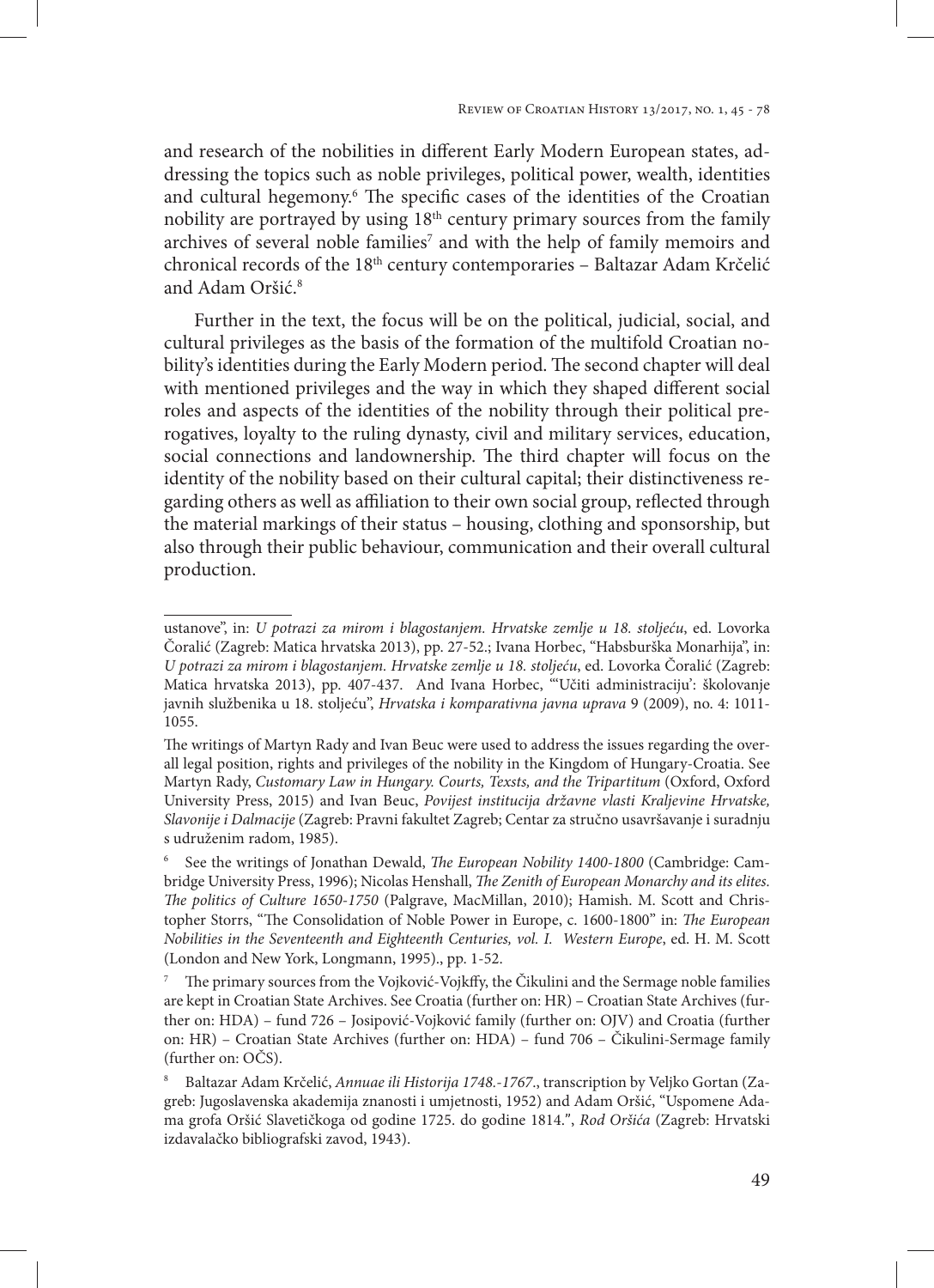and research of the nobilities in different Early Modern European states, addressing the topics such as noble privileges, political power, wealth, identities and cultural hegemony.[6] The specific cases of the identities of the Croatian nobility are portrayed by using 18th century primary sources from the family archives of several noble families[7] and with the help of family memoirs and chronical records of the 18th century contemporaries – Baltazar Adam Krčelić and Adam Oršić.[8]

Further in the text, the focus will be on the political, judicial, social, and cultural privileges as the basis of the formation of the multifold Croatian nobility's identities during the Early Modern period. The second chapter will deal with mentioned privileges and the way in which they shaped different social roles and aspects of the identities of the nobility through their political prerogatives, loyalty to the ruling dynasty, civil and military services, education, social connections and landownership. The third chapter will focus on the identity of the nobility based on their cultural capital; their distinctiveness regarding others as well as affiliation to their own social group, reflected through the material markings of their status – housing, clothing and sponsorship, but also through their public behaviour, communication and their overall cultural production.

---

ustanove", in: *U potrazi za mirom i blagostanjem. Hrvatske zemlje u 18. stoljeću*, ed. Lovorka Čoralić (Zagreb: Matica hrvatska 2013), pp. 27-52.; Ivana Horbec, "Habsburška Monarhija", in: *U potrazi za mirom i blagostanjem. Hrvatske zemlje u 18. stoljeću*, ed. Lovorka Čoralić (Zagreb: Matica hrvatska 2013), pp. 407-437. And Ivana Horbec, "'Učiti administraciju': školovanje javnih službenika u 18. stoljeću", *Hrvatska i komparativna javna uprava* 9 (2009), no. 4: 1011-1055.

The writings of Martyn Rady and Ivan Beuc were used to address the issues regarding the overall legal position, rights and privileges of the nobility in the Kingdom of Hungary-Croatia. See Martyn Rady, *Customary Law in Hungary. Courts, Texsts, and the Tripartitum* (Oxford, Oxford University Press, 2015) and Ivan Beuc, *Povijest institucija državne vlasti Kraljevine Hrvatske, Slavonije i Dalmacije* (Zagreb: Pravni fakultet Zagreb; Centar za stručno usavršavanje i suradnju s udruženim radom, 1985).

[6] See the writings of Jonathan Dewald, *The European Nobility 1400-1800* (Cambridge: Cambridge University Press, 1996); Nicolas Henshall, *The Zenith of European Monarchy and its elites. The politics of Culture 1650-1750* (Palgrave, MacMillan, 2010); Hamish. M. Scott and Christopher Storrs, "The Consolidation of Noble Power in Europe, c. 1600-1800" in: *The European Nobilities in the Seventeenth and Eighteenth Centuries, vol. I. Western Europe*, ed. H. M. Scott (London and New York, Longmann, 1995)., pp. 1-52.

[7] The primary sources from the Vojković-Vojkffy, the Čikulini and the Sermage noble families are kept in Croatian State Archives. See Croatia (further on: HR) – Croatian State Archives (further on: HDA) – fund 726 – Josipović-Vojković family (further on: OJV) and Croatia (further on: HR) – Croatian State Archives (further on: HDA) – fund 706 – Čikulini-Sermage family (further on: OČS).

[8] Baltazar Adam Krčelić, *Annuae ili Historija 1748.-1767.*, transcription by Veljko Gortan (Zagreb: Jugoslavenska akademija znanosti i umjetnosti, 1952) and Adam Oršić, "Uspomene Adama grofa Oršić Slavetičkoga od godine 1725. do godine 1814.", *Rod Oršića* (Zagreb: Hrvatski izdavalačko bibliografski zavod, 1943).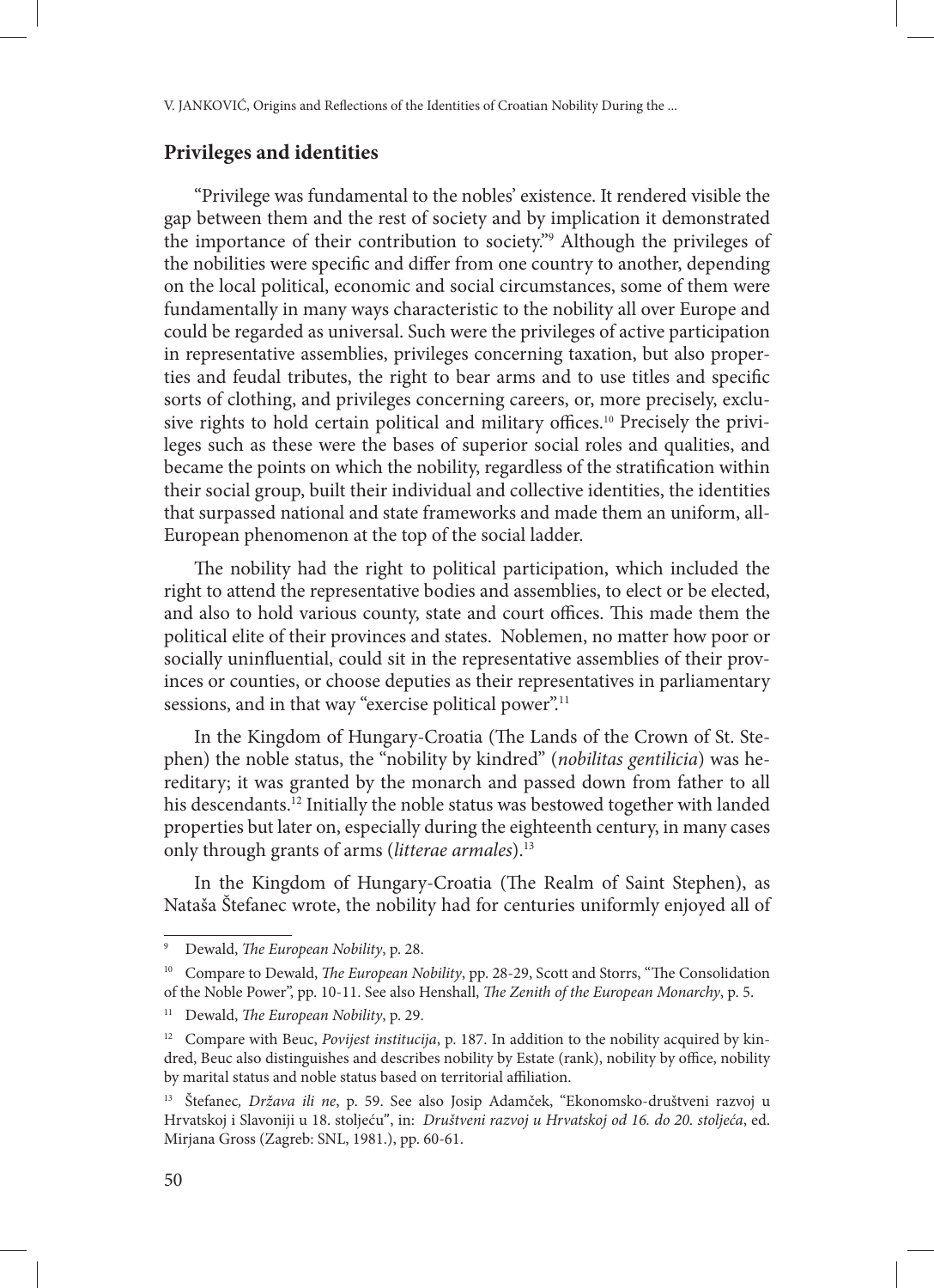## Privileges and identities

"Privilege was fundamental to the nobles' existence. It rendered visible the gap between them and the rest of society and by implication it demonstrated the importance of their contribution to society."[9] Although the privileges of the nobilities were specific and differ from one country to another, depending on the local political, economic and social circumstances, some of them were fundamentally in many ways characteristic to the nobility all over Europe and could be regarded as universal. Such were the privileges of active participation in representative assemblies, privileges concerning taxation, but also properties and feudal tributes, the right to bear arms and to use titles and specific sorts of clothing, and privileges concerning careers, or, more precisely, exclusive rights to hold certain political and military offices.[10] Precisely the privileges such as these were the bases of superior social roles and qualities, and became the points on which the nobility, regardless of the stratification within their social group, built their individual and collective identities, the identities that surpassed national and state frameworks and made them an uniform, all-European phenomenon at the top of the social ladder.

The nobility had the right to political participation, which included the right to attend the representative bodies and assemblies, to elect or be elected, and also to hold various county, state and court offices. This made them the political elite of their provinces and states. Noblemen, no matter how poor or socially uninfluential, could sit in the representative assemblies of their provinces or counties, or choose deputies as their representatives in parliamentary sessions, and in that way "exercise political power".[11]

In the Kingdom of Hungary-Croatia (The Lands of the Crown of St. Stephen) the noble status, the "nobility by kindred" (*nobilitas gentilicia*) was hereditary; it was granted by the monarch and passed down from father to all his descendants.[12] Initially the noble status was bestowed together with landed properties but later on, especially during the eighteenth century, in many cases only through grants of arms (*litterae armales*).[13]

In the Kingdom of Hungary-Croatia (The Realm of Saint Stephen), as Nataša Štefanec wrote, the nobility had for centuries uniformly enjoyed all of

---

[9] Dewald, *The European Nobility*, p. 28.

[10] Compare to Dewald, *The European Nobility*, pp. 28-29, Scott and Storrs, "The Consolidation of the Noble Power", pp. 10-11. See also Henshall, *The Zenith of the European Monarchy*, p. 5.

[11] Dewald, *The European Nobility*, p. 29.

[12] Compare with Beuc, *Povijest institucija*, p. 187. In addition to the nobility acquired by kindred, Beuc also distinguishes and describes nobility by Estate (rank), nobility by office, nobility by marital status and noble status based on territorial affiliation.

[13] Štefanec, *Država ili ne*, p. 59. See also Josip Adamček, "Ekonomsko-društveni razvoj u Hrvatskoj i Slavoniji u 18. stoljeću", in: *Društveni razvoj u Hrvatskoj od 16. do 20. stoljeća*, ed. Mirjana Gross (Zagreb: SNL, 1981.), pp. 60-61.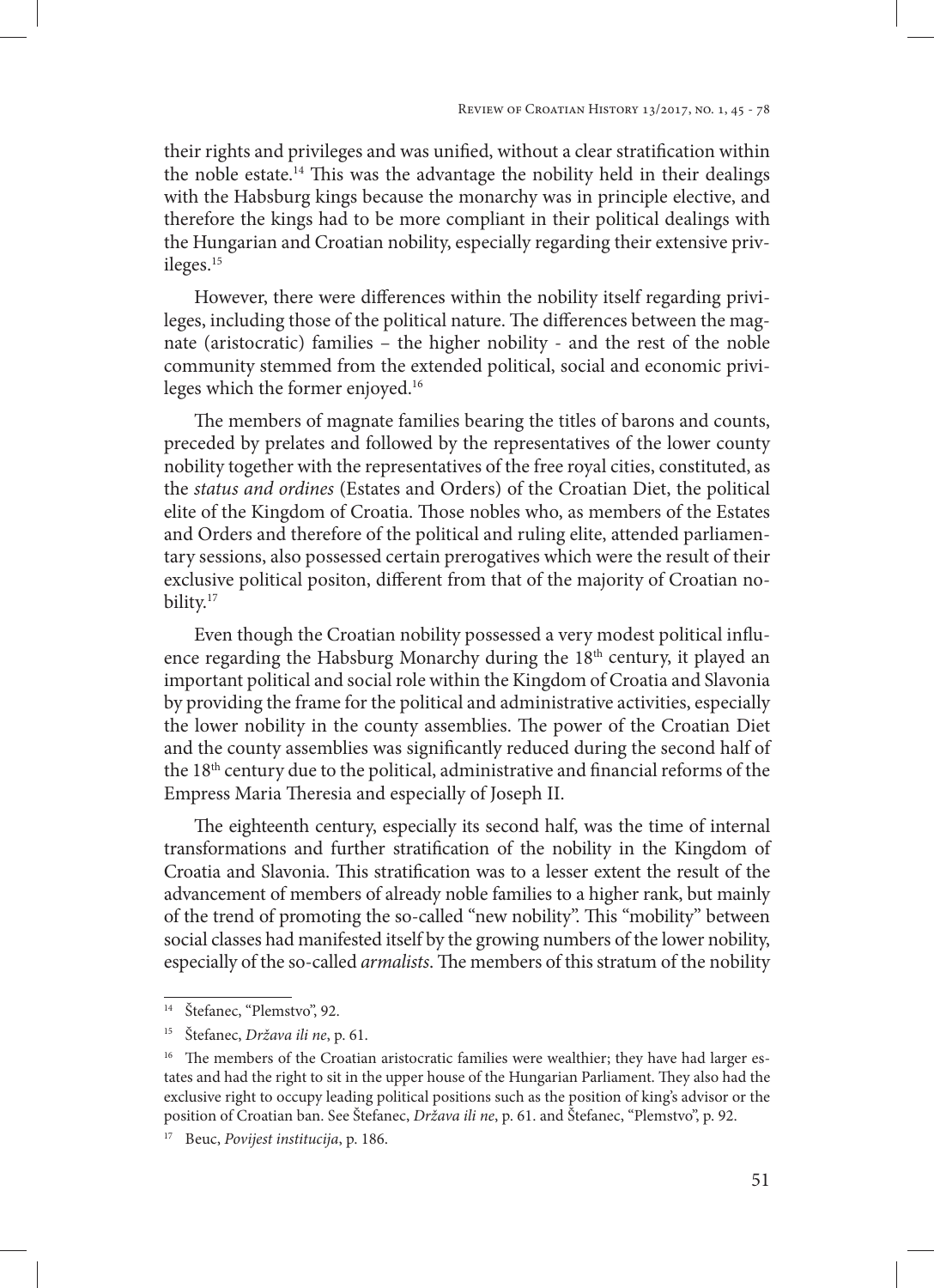their rights and privileges and was unified, without a clear stratification within the noble estate.[14] This was the advantage the nobility held in their dealings with the Habsburg kings because the monarchy was in principle elective, and therefore the kings had to be more compliant in their political dealings with the Hungarian and Croatian nobility, especially regarding their extensive privileges.[15]

However, there were differences within the nobility itself regarding privileges, including those of the political nature. The differences between the magnate (aristocratic) families – the higher nobility - and the rest of the noble community stemmed from the extended political, social and economic privileges which the former enjoyed.[16]

The members of magnate families bearing the titles of barons and counts, preceded by prelates and followed by the representatives of the lower county nobility together with the representatives of the free royal cities, constituted, as the *status and ordines* (Estates and Orders) of the Croatian Diet, the political elite of the Kingdom of Croatia. Those nobles who, as members of the Estates and Orders and therefore of the political and ruling elite, attended parliamentary sessions, also possessed certain prerogatives which were the result of their exclusive political positon, different from that of the majority of Croatian nobility.[17]

Even though the Croatian nobility possessed a very modest political influence regarding the Habsburg Monarchy during the 18th century, it played an important political and social role within the Kingdom of Croatia and Slavonia by providing the frame for the political and administrative activities, especially the lower nobility in the county assemblies. The power of the Croatian Diet and the county assemblies was significantly reduced during the second half of the 18th century due to the political, administrative and financial reforms of the Empress Maria Theresia and especially of Joseph II.

The eighteenth century, especially its second half, was the time of internal transformations and further stratification of the nobility in the Kingdom of Croatia and Slavonia. This stratification was to a lesser extent the result of the advancement of members of already noble families to a higher rank, but mainly of the trend of promoting the so-called "new nobility". This "mobility" between social classes had manifested itself by the growing numbers of the lower nobility, especially of the so-called *armalists*. The members of this stratum of the nobility

---

[14] Štefanec, "Plemstvo", 92.

[15] Štefanec, *Država ili ne*, p. 61.

[16] The members of the Croatian aristocratic families were wealthier; they have had larger estates and had the right to sit in the upper house of the Hungarian Parliament. They also had the exclusive right to occupy leading political positions such as the position of king's advisor or the position of Croatian ban. See Štefanec, *Država ili ne*, p. 61. and Štefanec, "Plemstvo", p. 92.

[17] Beuc, *Povijest institucija*, p. 186.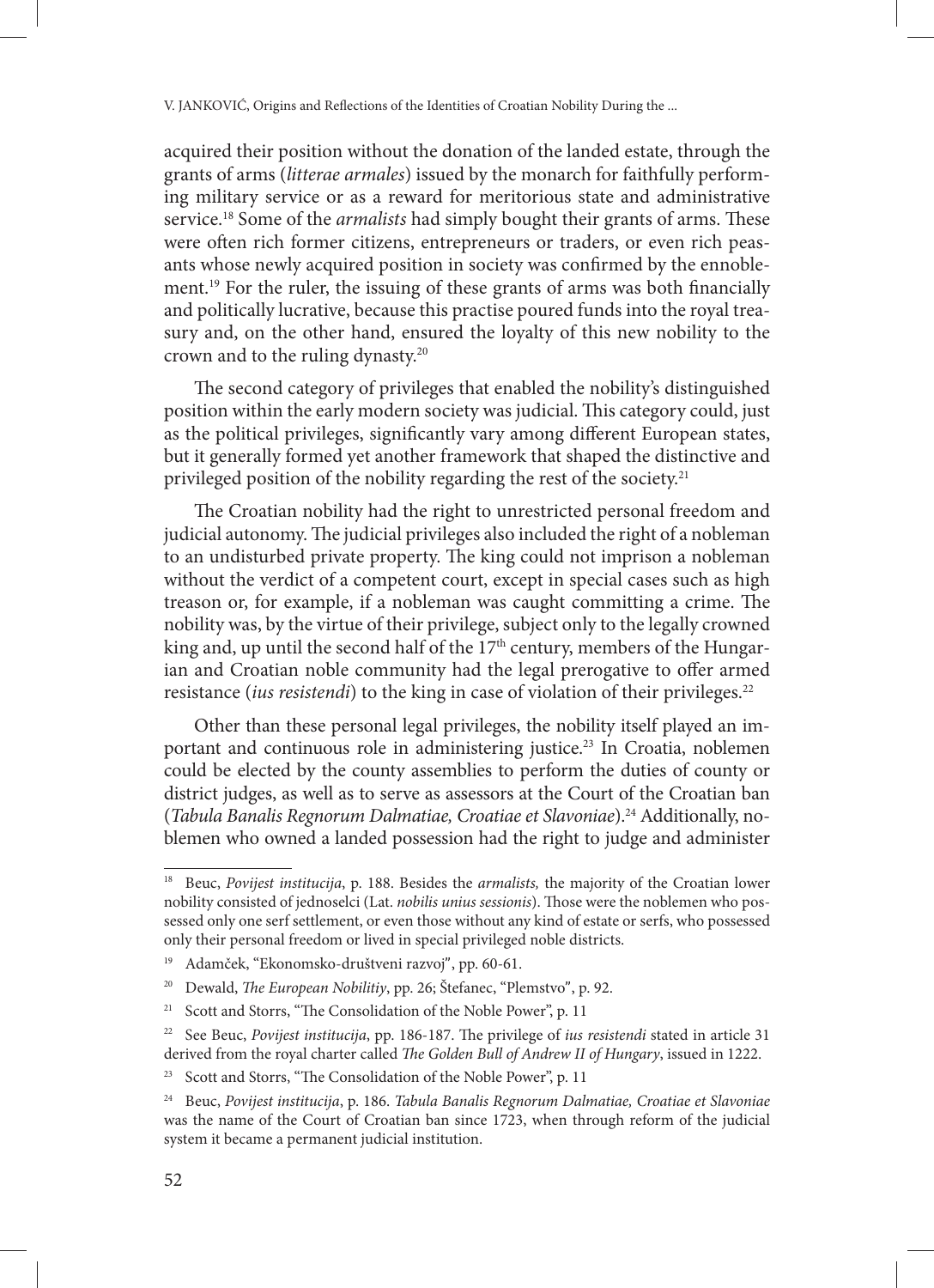acquired their position without the donation of the landed estate, through the grants of arms (*litterae armales*) issued by the monarch for faithfully performing military service or as a reward for meritorious state and administrative service.[18] Some of the *armalists* had simply bought their grants of arms. These were often rich former citizens, entrepreneurs or traders, or even rich peasants whose newly acquired position in society was confirmed by the ennoblement.[19] For the ruler, the issuing of these grants of arms was both financially and politically lucrative, because this practise poured funds into the royal treasury and, on the other hand, ensured the loyalty of this new nobility to the crown and to the ruling dynasty.[20]

The second category of privileges that enabled the nobility's distinguished position within the early modern society was judicial. This category could, just as the political privileges, significantly vary among different European states, but it generally formed yet another framework that shaped the distinctive and privileged position of the nobility regarding the rest of the society.[21]

The Croatian nobility had the right to unrestricted personal freedom and judicial autonomy. The judicial privileges also included the right of a nobleman to an undisturbed private property. The king could not imprison a nobleman without the verdict of a competent court, except in special cases such as high treason or, for example, if a nobleman was caught committing a crime. The nobility was, by the virtue of their privilege, subject only to the legally crowned king and, up until the second half of the 17th century, members of the Hungarian and Croatian noble community had the legal prerogative to offer armed resistance (*ius resistendi*) to the king in case of violation of their privileges.[22]

Other than these personal legal privileges, the nobility itself played an important and continuous role in administering justice.[23] In Croatia, noblemen could be elected by the county assemblies to perform the duties of county or district judges, as well as to serve as assessors at the Court of the Croatian ban (*Tabula Banalis Regnorum Dalmatiae, Croatiae et Slavoniae*).[24] Additionally, noblemen who owned a landed possession had the right to judge and administer

---

[18] Beuc, *Povijest institucija*, p. 188. Besides the *armalists,* the majority of the Croatian lower nobility consisted of jednoselci (Lat. *nobilis unius sessionis*). Those were the noblemen who possessed only one serf settlement, or even those without any kind of estate or serfs, who possessed only their personal freedom or lived in special privileged noble districts.

[19] Adamček, "Ekonomsko-društveni razvoj", pp. 60-61.

[20] Dewald, *The European Nobilitiy*, pp. 26; Štefanec, "Plemstvo", p. 92.

[21] Scott and Storrs, "The Consolidation of the Noble Power", p. 11

[22] See Beuc, *Povijest institucija*, pp. 186-187. The privilege of *ius resistendi* stated in article 31 derived from the royal charter called *The Golden Bull of Andrew II of Hungary*, issued in 1222.

[23] Scott and Storrs, "The Consolidation of the Noble Power", p. 11

[24] Beuc, *Povijest institucija*, p. 186. *Tabula Banalis Regnorum Dalmatiae, Croatiae et Slavoniae* was the name of the Court of Croatian ban since 1723, when through reform of the judicial system it became a permanent judicial institution.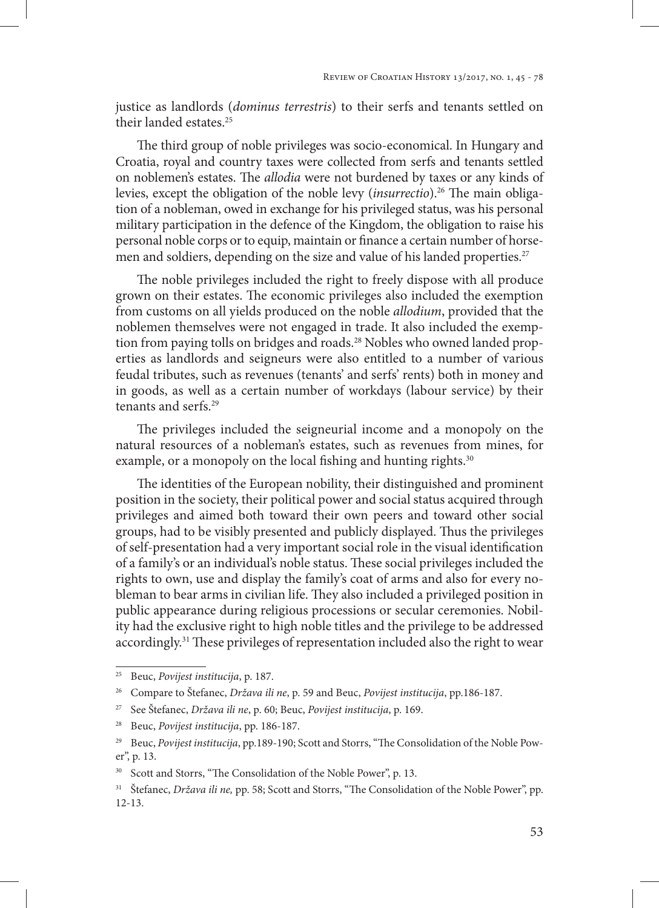justice as landlords (*dominus terrestris*) to their serfs and tenants settled on their landed estates.[25]

The third group of noble privileges was socio-economical. In Hungary and Croatia, royal and country taxes were collected from serfs and tenants settled on noblemen's estates. The *allodia* were not burdened by taxes or any kinds of levies, except the obligation of the noble levy (*insurrectio*).[26] The main obligation of a nobleman, owed in exchange for his privileged status, was his personal military participation in the defence of the Kingdom, the obligation to raise his personal noble corps or to equip, maintain or finance a certain number of horsemen and soldiers, depending on the size and value of his landed properties.[27]

The noble privileges included the right to freely dispose with all produce grown on their estates. The economic privileges also included the exemption from customs on all yields produced on the noble *allodium*, provided that the noblemen themselves were not engaged in trade. It also included the exemption from paying tolls on bridges and roads.[28] Nobles who owned landed properties as landlords and seigneurs were also entitled to a number of various feudal tributes, such as revenues (tenants' and serfs' rents) both in money and in goods, as well as a certain number of workdays (labour service) by their tenants and serfs.[29]

The privileges included the seigneurial income and a monopoly on the natural resources of a nobleman's estates, such as revenues from mines, for example, or a monopoly on the local fishing and hunting rights.[30]

The identities of the European nobility, their distinguished and prominent position in the society, their political power and social status acquired through privileges and aimed both toward their own peers and toward other social groups, had to be visibly presented and publicly displayed. Thus the privileges of self-presentation had a very important social role in the visual identification of a family's or an individual's noble status. These social privileges included the rights to own, use and display the family's coat of arms and also for every nobleman to bear arms in civilian life. They also included a privileged position in public appearance during religious processions or secular ceremonies. Nobility had the exclusive right to high noble titles and the privilege to be addressed accordingly.[31] These privileges of representation included also the right to wear

---

[25] Beuc, *Povijest institucija*, p. 187.

[26] Compare to Štefanec, *Država ili ne*, p. 59 and Beuc, *Povijest institucija*, pp.186-187.

[27] See Štefanec, *Država ili ne*, p. 60; Beuc, *Povijest institucija*, p. 169.

[28] Beuc, *Povijest institucija*, pp. 186-187.

[29] Beuc, *Povijest institucija*, pp.189-190; Scott and Storrs, "The Consolidation of the Noble Power", p. 13.

[30] Scott and Storrs, "The Consolidation of the Noble Power", p. 13.

[31] Štefanec, *Država ili ne,* pp. 58; Scott and Storrs, "The Consolidation of the Noble Power", pp. 12-13.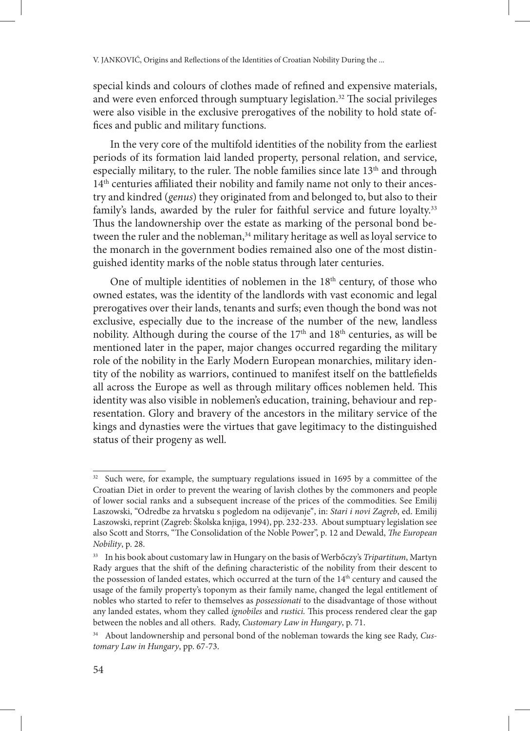special kinds and colours of clothes made of refined and expensive materials, and were even enforced through sumptuary legislation.[32] The social privileges were also visible in the exclusive prerogatives of the nobility to hold state offices and public and military functions.

In the very core of the multifold identities of the nobility from the earliest periods of its formation laid landed property, personal relation, and service, especially military, to the ruler. The noble families since late 13th and through 14th centuries affiliated their nobility and family name not only to their ancestry and kindred (*genus*) they originated from and belonged to, but also to their family's lands, awarded by the ruler for faithful service and future loyalty.[33] Thus the landownership over the estate as marking of the personal bond between the ruler and the nobleman,[34] military heritage as well as loyal service to the monarch in the government bodies remained also one of the most distinguished identity marks of the noble status through later centuries.

One of multiple identities of noblemen in the 18th century, of those who owned estates, was the identity of the landlords with vast economic and legal prerogatives over their lands, tenants and surfs; even though the bond was not exclusive, especially due to the increase of the number of the new, landless nobility. Although during the course of the 17th and 18th centuries, as will be mentioned later in the paper, major changes occurred regarding the military role of the nobility in the Early Modern European monarchies, military identity of the nobility as warriors, continued to manifest itself on the battlefields all across the Europe as well as through military offices noblemen held. This identity was also visible in noblemen's education, training, behaviour and representation. Glory and bravery of the ancestors in the military service of the kings and dynasties were the virtues that gave legitimacy to the distinguished status of their progeny as well.

---

[32] Such were, for example, the sumptuary regulations issued in 1695 by a committee of the Croatian Diet in order to prevent the wearing of lavish clothes by the commoners and people of lower social ranks and a subsequent increase of the prices of the commodities. See Emilij Laszowski, "Odredbe za hrvatsku s pogledom na odijevanje", in: *Stari i novi Zagreb*, ed. Emilij Laszowski, reprint (Zagreb: Školska knjiga, 1994), pp. 232-233. About sumptuary legislation see also Scott and Storrs, "The Consolidation of the Noble Power", p. 12 and Dewald, *The European Nobility*, p. 28.

[33] In his book about customary law in Hungary on the basis of Werbőczy's *Tripartitum*, Martyn Rady argues that the shift of the defining characteristic of the nobility from their descent to the possession of landed estates, which occurred at the turn of the 14th century and caused the usage of the family property's toponym as their family name, changed the legal entitlement of nobles who started to refer to themselves as *possessionati* to the disadvantage of those without any landed estates, whom they called *ignobiles* and *rustici.* This process rendered clear the gap between the nobles and all others. Rady, *Customary Law in Hungary*, p. 71.

[34] About landownership and personal bond of the nobleman towards the king see Rady, *Customary Law in Hungary*, pp. 67-73.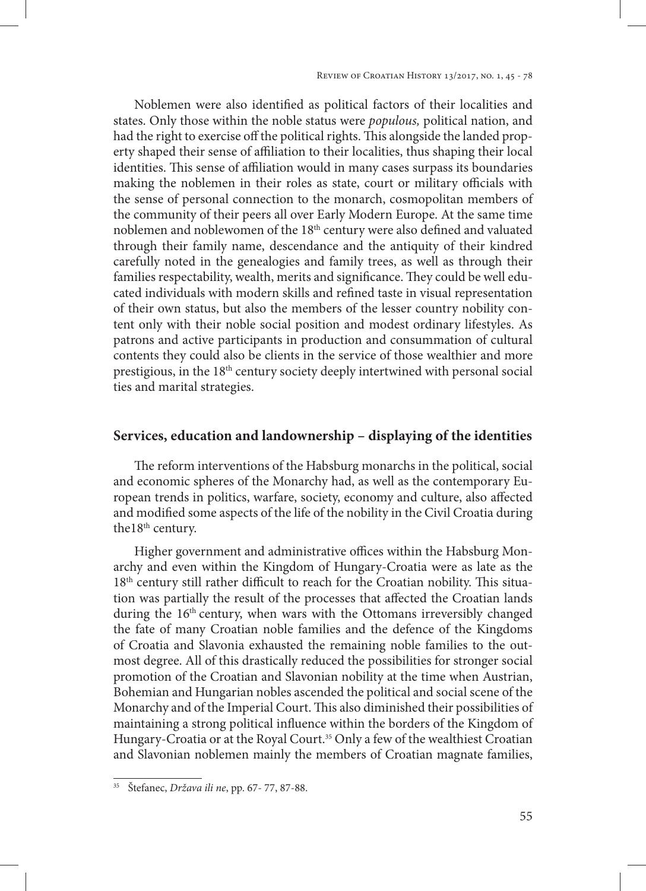Noblemen were also identified as political factors of their localities and states. Only those within the noble status were *populous,* political nation, and had the right to exercise off the political rights. This alongside the landed property shaped their sense of affiliation to their localities, thus shaping their local identities. This sense of affiliation would in many cases surpass its boundaries making the noblemen in their roles as state, court or military officials with the sense of personal connection to the monarch, cosmopolitan members of the community of their peers all over Early Modern Europe. At the same time noblemen and noblewomen of the 18th century were also defined and valuated through their family name, descendance and the antiquity of their kindred carefully noted in the genealogies and family trees, as well as through their families respectability, wealth, merits and significance. They could be well educated individuals with modern skills and refined taste in visual representation of their own status, but also the members of the lesser country nobility content only with their noble social position and modest ordinary lifestyles. As patrons and active participants in production and consummation of cultural contents they could also be clients in the service of those wealthier and more prestigious, in the 18th century society deeply intertwined with personal social ties and marital strategies.

## Services, education and landownership – displaying of the identities

The reform interventions of the Habsburg monarchs in the political, social and economic spheres of the Monarchy had, as well as the contemporary European trends in politics, warfare, society, economy and culture, also affected and modified some aspects of the life of the nobility in the Civil Croatia during the18th century.

Higher government and administrative offices within the Habsburg Monarchy and even within the Kingdom of Hungary-Croatia were as late as the 18th century still rather difficult to reach for the Croatian nobility. This situation was partially the result of the processes that affected the Croatian lands during the 16th century, when wars with the Ottomans irreversibly changed the fate of many Croatian noble families and the defence of the Kingdoms of Croatia and Slavonia exhausted the remaining noble families to the outmost degree. All of this drastically reduced the possibilities for stronger social promotion of the Croatian and Slavonian nobility at the time when Austrian, Bohemian and Hungarian nobles ascended the political and social scene of the Monarchy and of the Imperial Court. This also diminished their possibilities of maintaining a strong political influence within the borders of the Kingdom of Hungary-Croatia or at the Royal Court.[35] Only a few of the wealthiest Croatian and Slavonian noblemen mainly the members of Croatian magnate families,

[35] Štefanec, *Država ili ne*, pp. 67- 77, 87-88.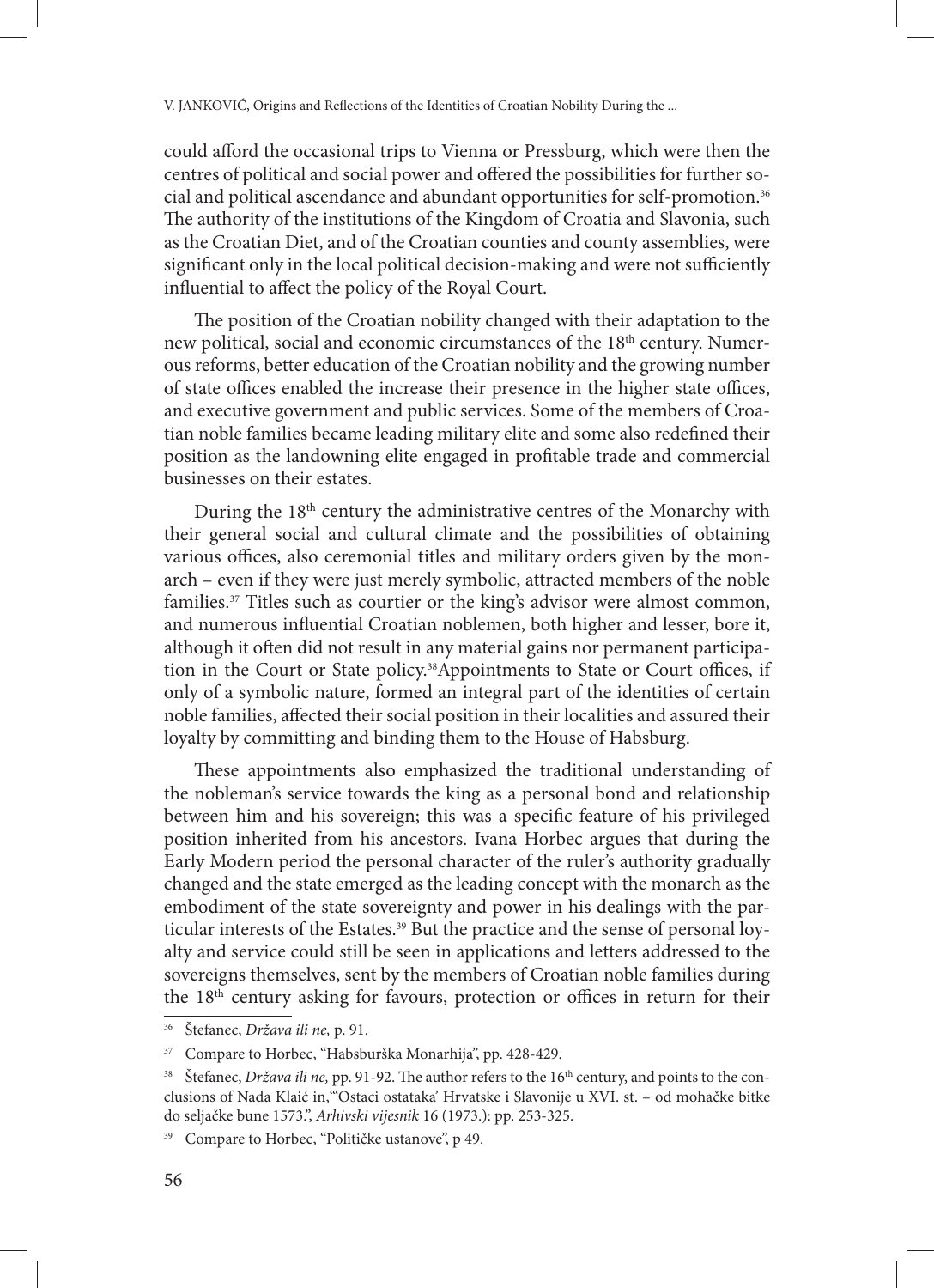could afford the occasional trips to Vienna or Pressburg, which were then the centres of political and social power and offered the possibilities for further social and political ascendance and abundant opportunities for self-promotion.[36] The authority of the institutions of the Kingdom of Croatia and Slavonia, such as the Croatian Diet, and of the Croatian counties and county assemblies, were significant only in the local political decision-making and were not sufficiently influential to affect the policy of the Royal Court.

The position of the Croatian nobility changed with their adaptation to the new political, social and economic circumstances of the 18th century. Numerous reforms, better education of the Croatian nobility and the growing number of state offices enabled the increase their presence in the higher state offices, and executive government and public services. Some of the members of Croatian noble families became leading military elite and some also redefined their position as the landowning elite engaged in profitable trade and commercial businesses on their estates.

During the 18th century the administrative centres of the Monarchy with their general social and cultural climate and the possibilities of obtaining various offices, also ceremonial titles and military orders given by the monarch – even if they were just merely symbolic, attracted members of the noble families.[37] Titles such as courtier or the king's advisor were almost common, and numerous influential Croatian noblemen, both higher and lesser, bore it, although it often did not result in any material gains nor permanent participation in the Court or State policy.[38] Appointments to State or Court offices, if only of a symbolic nature, formed an integral part of the identities of certain noble families, affected their social position in their localities and assured their loyalty by committing and binding them to the House of Habsburg.

These appointments also emphasized the traditional understanding of the nobleman's service towards the king as a personal bond and relationship between him and his sovereign; this was a specific feature of his privileged position inherited from his ancestors. Ivana Horbec argues that during the Early Modern period the personal character of the ruler's authority gradually changed and the state emerged as the leading concept with the monarch as the embodiment of the state sovereignty and power in his dealings with the particular interests of the Estates.[39] But the practice and the sense of personal loyalty and service could still be seen in applications and letters addressed to the sovereigns themselves, sent by the members of Croatian noble families during the 18th century asking for favours, protection or offices in return for their

---

[36] Štefanec, *Država ili ne,* p. 91.

[37] Compare to Horbec, "Habsburška Monarhija", pp. 428-429.

[38] Štefanec, *Država ili ne,* pp. 91-92. The author refers to the 16th century, and points to the conclusions of Nada Klaić in,"'Ostaci ostataka' Hrvatske i Slavonije u XVI. st. – od mohačke bitke do seljačke bune 1573.", *Arhivski vijesnik* 16 (1973.): pp. 253-325.

[39] Compare to Horbec, "Političke ustanove", p 49.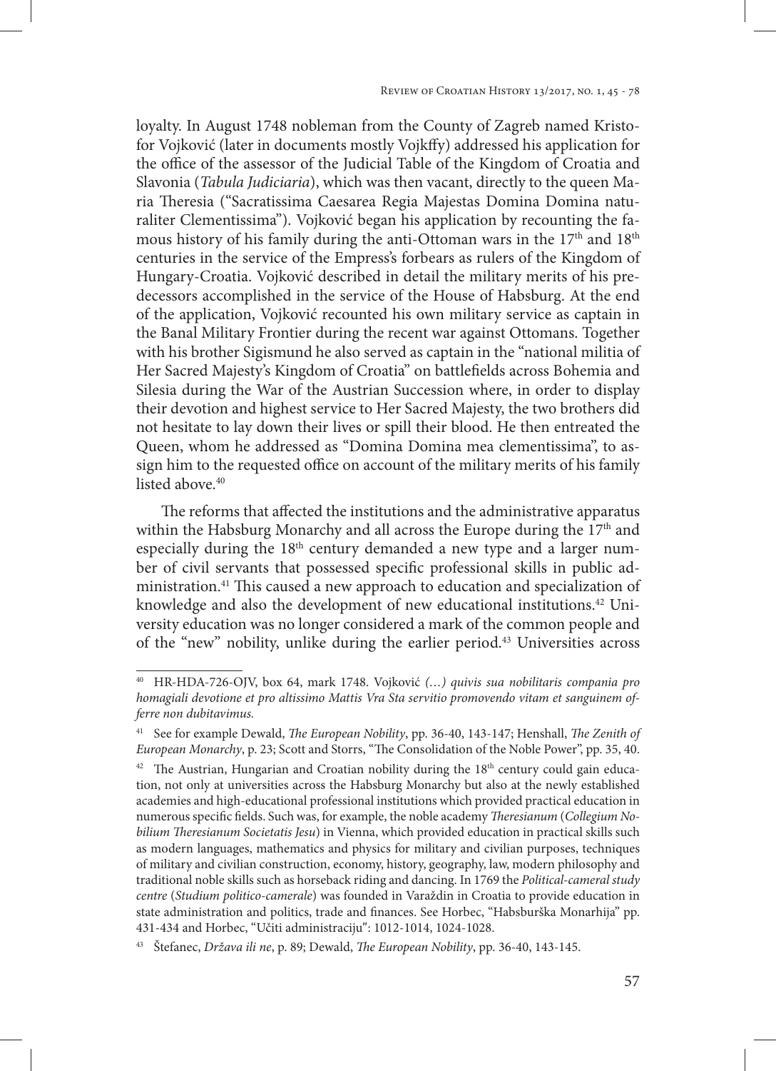loyalty. In August 1748 nobleman from the County of Zagreb named Kristofor Vojković (later in documents mostly Vojkffy) addressed his application for the office of the assessor of the Judicial Table of the Kingdom of Croatia and Slavonia (*Tabula Judiciaria*), which was then vacant, directly to the queen Maria Theresia ("Sacratissima Caesarea Regia Majestas Domina Domina naturaliter Clementissima"). Vojković began his application by recounting the famous history of his family during the anti-Ottoman wars in the 17th and 18th centuries in the service of the Empress's forbears as rulers of the Kingdom of Hungary-Croatia. Vojković described in detail the military merits of his predecessors accomplished in the service of the House of Habsburg. At the end of the application, Vojković recounted his own military service as captain in the Banal Military Frontier during the recent war against Ottomans. Together with his brother Sigismund he also served as captain in the "national militia of Her Sacred Majesty's Kingdom of Croatia" on battlefields across Bohemia and Silesia during the War of the Austrian Succession where, in order to display their devotion and highest service to Her Sacred Majesty, the two brothers did not hesitate to lay down their lives or spill their blood. He then entreated the Queen, whom he addressed as "Domina Domina mea clementissima", to assign him to the requested office on account of the military merits of his family listed above.[40]

The reforms that affected the institutions and the administrative apparatus within the Habsburg Monarchy and all across the Europe during the 17th and especially during the 18th century demanded a new type and a larger number of civil servants that possessed specific professional skills in public administration.[41] This caused a new approach to education and specialization of knowledge and also the development of new educational institutions.[42] University education was no longer considered a mark of the common people and of the "new" nobility, unlike during the earlier period.[43] Universities across

---

[40] HR-HDA-726-OJV, box 64, mark 1748. Vojković *(…) quivis sua nobilitaris compania pro homagiali devotione et pro altissimo Mattis Vra Sta servitio promovendo vitam et sanguinem offerre non dubitavimus.*

[41] See for example Dewald, *The European Nobility*, pp. 36-40, 143-147; Henshall, *The Zenith of European Monarchy*, p. 23; Scott and Storrs, "The Consolidation of the Noble Power", pp. 35, 40.

[42] The Austrian, Hungarian and Croatian nobility during the 18th century could gain education, not only at universities across the Habsburg Monarchy but also at the newly established academies and high-educational professional institutions which provided practical education in numerous specific fields. Such was, for example, the noble academy *Theresianum* (*Collegium Nobilium Theresianum Societatis Jesu*) in Vienna, which provided education in practical skills such as modern languages, mathematics and physics for military and civilian purposes, techniques of military and civilian construction, economy, history, geography, law, modern philosophy and traditional noble skills such as horseback riding and dancing. In 1769 the *Political-cameral study centre* (*Studium politico-camerale*) was founded in Varaždin in Croatia to provide education in state administration and politics, trade and finances. See Horbec, "Habsburška Monarhija" pp. 431-434 and Horbec, "Učiti administraciju": 1012-1014, 1024-1028.

[43] Štefanec, *Država ili ne*, p. 89; Dewald, *The European Nobility*, pp. 36-40, 143-145.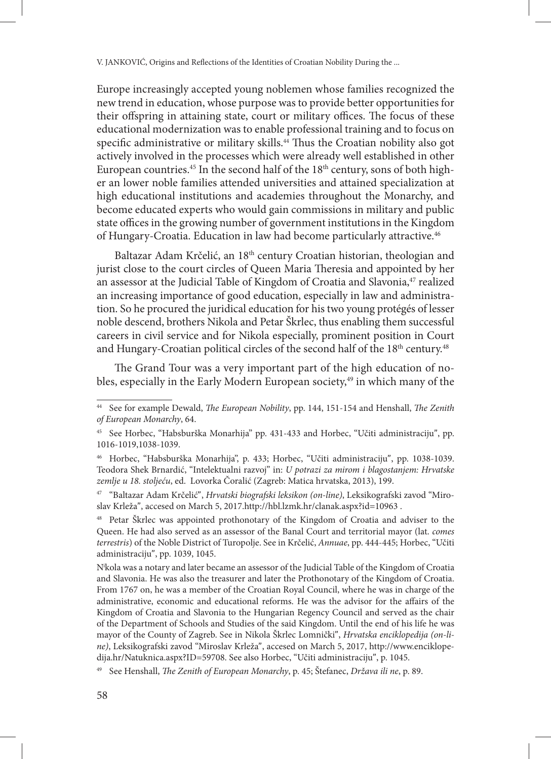Europe increasingly accepted young noblemen whose families recognized the new trend in education, whose purpose was to provide better opportunities for their offspring in attaining state, court or military offices. The focus of these educational modernization was to enable professional training and to focus on specific administrative or military skills.[44] Thus the Croatian nobility also got actively involved in the processes which were already well established in other European countries.[45] In the second half of the 18th century, sons of both higher an lower noble families attended universities and attained specialization at high educational institutions and academies throughout the Monarchy, and become educated experts who would gain commissions in military and public state offices in the growing number of government institutions in the Kingdom of Hungary-Croatia. Education in law had become particularly attractive.[46]

Baltazar Adam Krčelić, an 18th century Croatian historian, theologian and jurist close to the court circles of Queen Maria Theresia and appointed by her an assessor at the Judicial Table of Kingdom of Croatia and Slavonia,[47] realized an increasing importance of good education, especially in law and administration. So he procured the juridical education for his two young protégés of lesser noble descend, brothers Nikola and Petar Škrlec, thus enabling them successful careers in civil service and for Nikola especially, prominent position in Court and Hungary-Croatian political circles of the second half of the 18th century.[48]

The Grand Tour was a very important part of the high education of nobles, especially in the Early Modern European society,[49] in which many of the

---

[44] See for example Dewald, *The European Nobility*, pp. 144, 151-154 and Henshall, *The Zenith of European Monarchy*, 64.

[45] See Horbec, "Habsburška Monarhija" pp. 431-433 and Horbec, "Učiti administraciju", pp. 1016-1019,1038-1039.

[46] Horbec, "Habsburška Monarhija", p. 433; Horbec, "Učiti administraciju", pp. 1038-1039. Teodora Shek Brnardić, "Intelektualni razvoj" in: *U potrazi za mirom i blagostanjem: Hrvatske zemlje u 18. stoljeću*, ed. Lovorka Čoralić (Zagreb: Matica hrvatska, 2013), 199.

[47] "Baltazar Adam Krčelić", *Hrvatski biografski leksikon (on-line)*, Leksikografski zavod "Miroslav Krleža", accesed on March 5, 2017.http://hbl.lzmk.hr/clanak.aspx?id=10963 .

[48] Petar Škrlec was appointed prothonotary of the Kingdom of Croatia and adviser to the Queen. He had also served as an assessor of the Banal Court and territorial mayor (lat. *comes terrestris*) of the Noble District of Turopolje. See in Krčelić, *Annuae*, pp. 444-445; Horbec, "Učiti administraciju", pp. 1039, 1045.

Nikola was a notary and later became an assessor of the Judicial Table of the Kingdom of Croatia and Slavonia. He was also the treasurer and later the Prothonotary of the Kingdom of Croatia. From 1767 on, he was a member of the Croatian Royal Council, where he was in charge of the administrative, economic and educational reforms. He was the advisor for the affairs of the Kingdom of Croatia and Slavonia to the Hungarian Regency Council and served as the chair of the Department of Schools and Studies of the said Kingdom. Until the end of his life he was mayor of the County of Zagreb. See in Nikola Škrlec Lomnički", *Hrvatska enciklopedija (on-line)*, Leksikografski zavod "Miroslav Krleža", accesed on March 5, 2017, http://www.enciklopedija.hr/Natuknica.aspx?ID=59708. See also Horbec, "Učiti administraciju", p. 1045.

[49] See Henshall, *The Zenith of European Monarchy*, p. 45; Štefanec, *Država ili ne*, p. 89.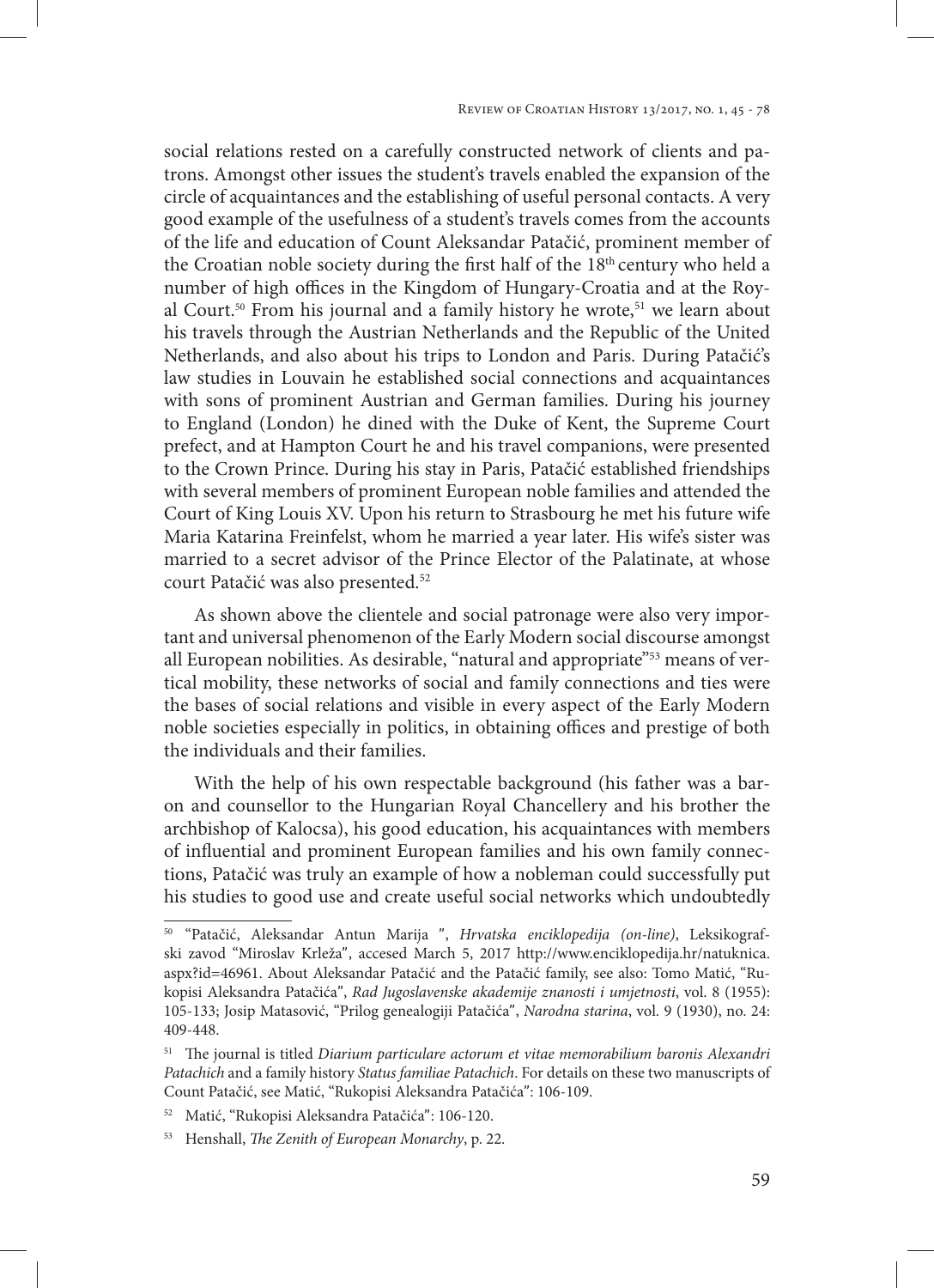social relations rested on a carefully constructed network of clients and patrons. Amongst other issues the student's travels enabled the expansion of the circle of acquaintances and the establishing of useful personal contacts. A very good example of the usefulness of a student's travels comes from the accounts of the life and education of Count Aleksandar Patačić, prominent member of the Croatian noble society during the first half of the 18th century who held a number of high offices in the Kingdom of Hungary-Croatia and at the Royal Court.[50] From his journal and a family history he wrote,[51] we learn about his travels through the Austrian Netherlands and the Republic of the United Netherlands, and also about his trips to London and Paris. During Patačić's law studies in Louvain he established social connections and acquaintances with sons of prominent Austrian and German families. During his journey to England (London) he dined with the Duke of Kent, the Supreme Court prefect, and at Hampton Court he and his travel companions, were presented to the Crown Prince. During his stay in Paris, Patačić established friendships with several members of prominent European noble families and attended the Court of King Louis XV. Upon his return to Strasbourg he met his future wife Maria Katarina Freinfelst, whom he married a year later. His wife's sister was married to a secret advisor of the Prince Elector of the Palatinate, at whose court Patačić was also presented.[52]

As shown above the clientele and social patronage were also very important and universal phenomenon of the Early Modern social discourse amongst all European nobilities. As desirable, "natural and appropriate"[53] means of vertical mobility, these networks of social and family connections and ties were the bases of social relations and visible in every aspect of the Early Modern noble societies especially in politics, in obtaining offices and prestige of both the individuals and their families.

With the help of his own respectable background (his father was a baron and counsellor to the Hungarian Royal Chancellery and his brother the archbishop of Kalocsa), his good education, his acquaintances with members of influential and prominent European families and his own family connections, Patačić was truly an example of how a nobleman could successfully put his studies to good use and create useful social networks which undoubtedly

---

[50] "Patačić, Aleksandar Antun Marija ", *Hrvatska enciklopedija (on-line)*, Leksikografski zavod "Miroslav Krleža", accesed March 5, 2017 http://www.enciklopedija.hr/natuknica.aspx?id=46961. About Aleksandar Patačić and the Patačić family, see also: Tomo Matić, "Rukopisi Aleksandra Patačića", *Rad Jugoslavenske akademije znanosti i umjetnosti*, vol. 8 (1955): 105-133; Josip Matasović, "Prilog genealogiji Patačića", *Narodna starina*, vol. 9 (1930), no. 24: 409-448.

[51] The journal is titled *Diarium particulare actorum et vitae memorabilium baronis Alexandri Patachich* and a family history *Status familiae Patachich*. For details on these two manuscripts of Count Patačić, see Matić, "Rukopisi Aleksandra Patačića": 106-109.

[52] Matić, "Rukopisi Aleksandra Patačića": 106-120.

[53] Henshall, *The Zenith of European Monarchy*, p. 22.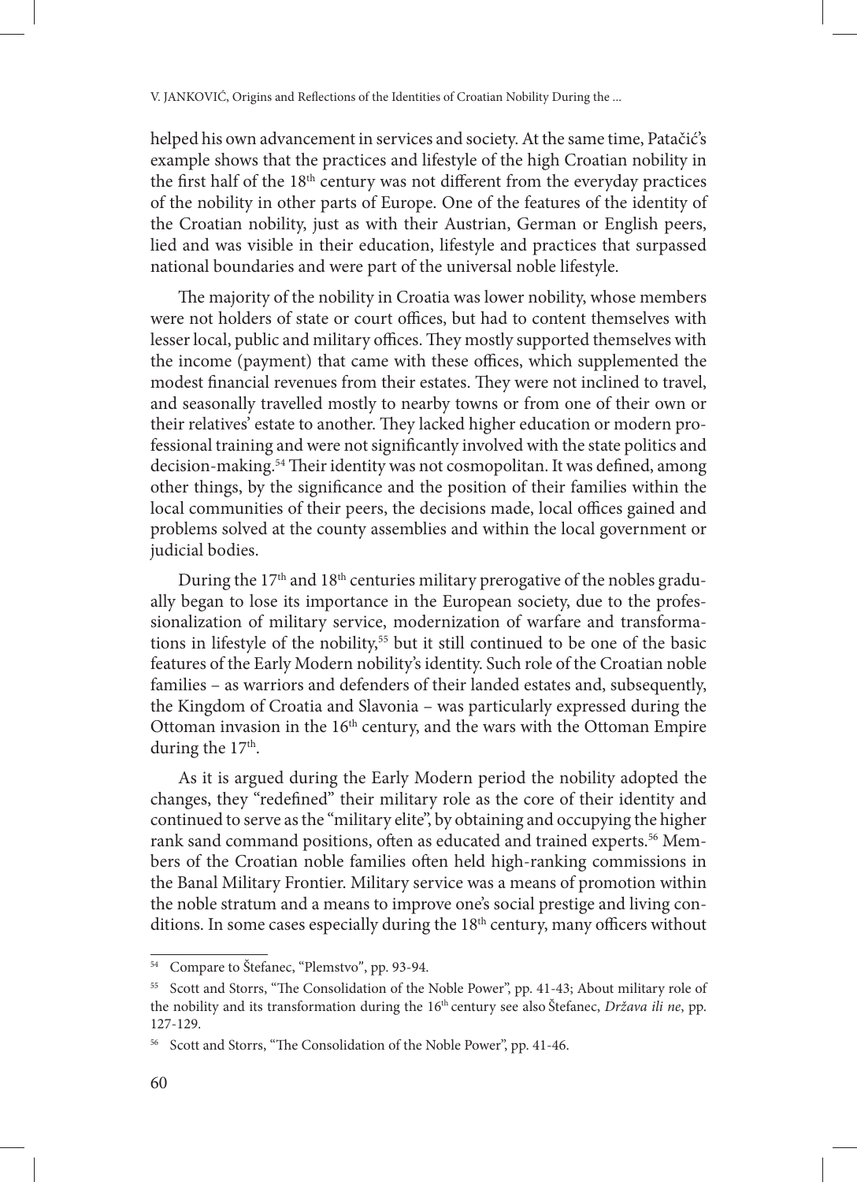helped his own advancement in services and society. At the same time, Patačić's example shows that the practices and lifestyle of the high Croatian nobility in the first half of the 18th century was not different from the everyday practices of the nobility in other parts of Europe. One of the features of the identity of the Croatian nobility, just as with their Austrian, German or English peers, lied and was visible in their education, lifestyle and practices that surpassed national boundaries and were part of the universal noble lifestyle.

The majority of the nobility in Croatia was lower nobility, whose members were not holders of state or court offices, but had to content themselves with lesser local, public and military offices. They mostly supported themselves with the income (payment) that came with these offices, which supplemented the modest financial revenues from their estates. They were not inclined to travel, and seasonally travelled mostly to nearby towns or from one of their own or their relatives' estate to another. They lacked higher education or modern professional training and were not significantly involved with the state politics and decision-making.[54] Their identity was not cosmopolitan. It was defined, among other things, by the significance and the position of their families within the local communities of their peers, the decisions made, local offices gained and problems solved at the county assemblies and within the local government or judicial bodies.

During the 17th and 18th centuries military prerogative of the nobles gradually began to lose its importance in the European society, due to the professionalization of military service, modernization of warfare and transformations in lifestyle of the nobility,[55] but it still continued to be one of the basic features of the Early Modern nobility's identity. Such role of the Croatian noble families – as warriors and defenders of their landed estates and, subsequently, the Kingdom of Croatia and Slavonia – was particularly expressed during the Ottoman invasion in the 16th century, and the wars with the Ottoman Empire during the 17th.

As it is argued during the Early Modern period the nobility adopted the changes, they "redefined" their military role as the core of their identity and continued to serve as the "military elite", by obtaining and occupying the higher rank sand command positions, often as educated and trained experts.[56] Members of the Croatian noble families often held high-ranking commissions in the Banal Military Frontier. Military service was a means of promotion within the noble stratum and a means to improve one's social prestige and living conditions. In some cases especially during the 18th century, many officers without

---

[54] Compare to Štefanec, "Plemstvo", pp. 93-94.

[55] Scott and Storrs, "The Consolidation of the Noble Power", pp. 41-43; About military role of the nobility and its transformation during the 16th century see also Štefanec, *Država ili ne*, pp. 127-129.

[56] Scott and Storrs, "The Consolidation of the Noble Power", pp. 41-46.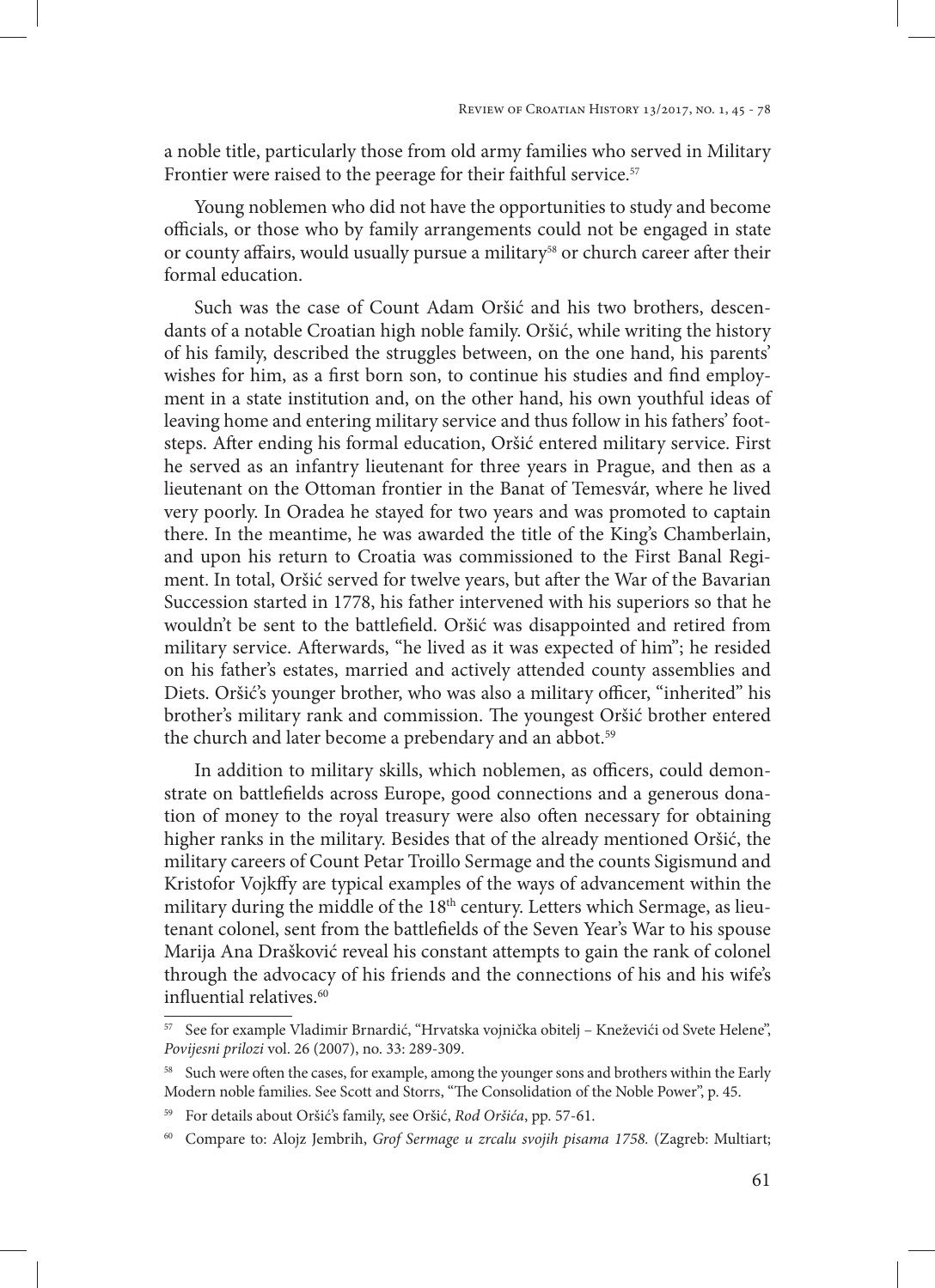a noble title, particularly those from old army families who served in Military Frontier were raised to the peerage for their faithful service.[57]

Young noblemen who did not have the opportunities to study and become officials, or those who by family arrangements could not be engaged in state or county affairs, would usually pursue a military[58] or church career after their formal education.

Such was the case of Count Adam Oršić and his two brothers, descendants of a notable Croatian high noble family. Oršić, while writing the history of his family, described the struggles between, on the one hand, his parents' wishes for him, as a first born son, to continue his studies and find employment in a state institution and, on the other hand, his own youthful ideas of leaving home and entering military service and thus follow in his fathers' footsteps. After ending his formal education, Oršić entered military service. First he served as an infantry lieutenant for three years in Prague, and then as a lieutenant on the Ottoman frontier in the Banat of Temesvár, where he lived very poorly. In Oradea he stayed for two years and was promoted to captain there. In the meantime, he was awarded the title of the King's Chamberlain, and upon his return to Croatia was commissioned to the First Banal Regiment. In total, Oršić served for twelve years, but after the War of the Bavarian Succession started in 1778, his father intervened with his superiors so that he wouldn't be sent to the battlefield. Oršić was disappointed and retired from military service. Afterwards, "he lived as it was expected of him"; he resided on his father's estates, married and actively attended county assemblies and Diets. Oršić's younger brother, who was also a military officer, "inherited" his brother's military rank and commission. The youngest Oršić brother entered the church and later become a prebendary and an abbot.[59]

In addition to military skills, which noblemen, as officers, could demonstrate on battlefields across Europe, good connections and a generous donation of money to the royal treasury were also often necessary for obtaining higher ranks in the military. Besides that of the already mentioned Oršić, the military careers of Count Petar Troillo Sermage and the counts Sigismund and Kristofor Vojkffy are typical examples of the ways of advancement within the military during the middle of the 18th century. Letters which Sermage, as lieutenant colonel, sent from the battlefields of the Seven Year's War to his spouse Marija Ana Drašković reveal his constant attempts to gain the rank of colonel through the advocacy of his friends and the connections of his and his wife's influential relatives.[60]

---

[57] See for example Vladimir Brnardić, "Hrvatska vojnička obitelj – Kneževići od Svete Helene", *Povijesni prilozi* vol. 26 (2007), no. 33: 289-309.

[58] Such were often the cases, for example, among the younger sons and brothers within the Early Modern noble families. See Scott and Storrs, "The Consolidation of the Noble Power", p. 45.

[59] For details about Oršić's family, see Oršić, *Rod Oršića*, pp. 57-61.

[60] Compare to: Alojz Jembrih, *Grof Sermage u zrcalu svojih pisama 1758.* (Zagreb: Multiart;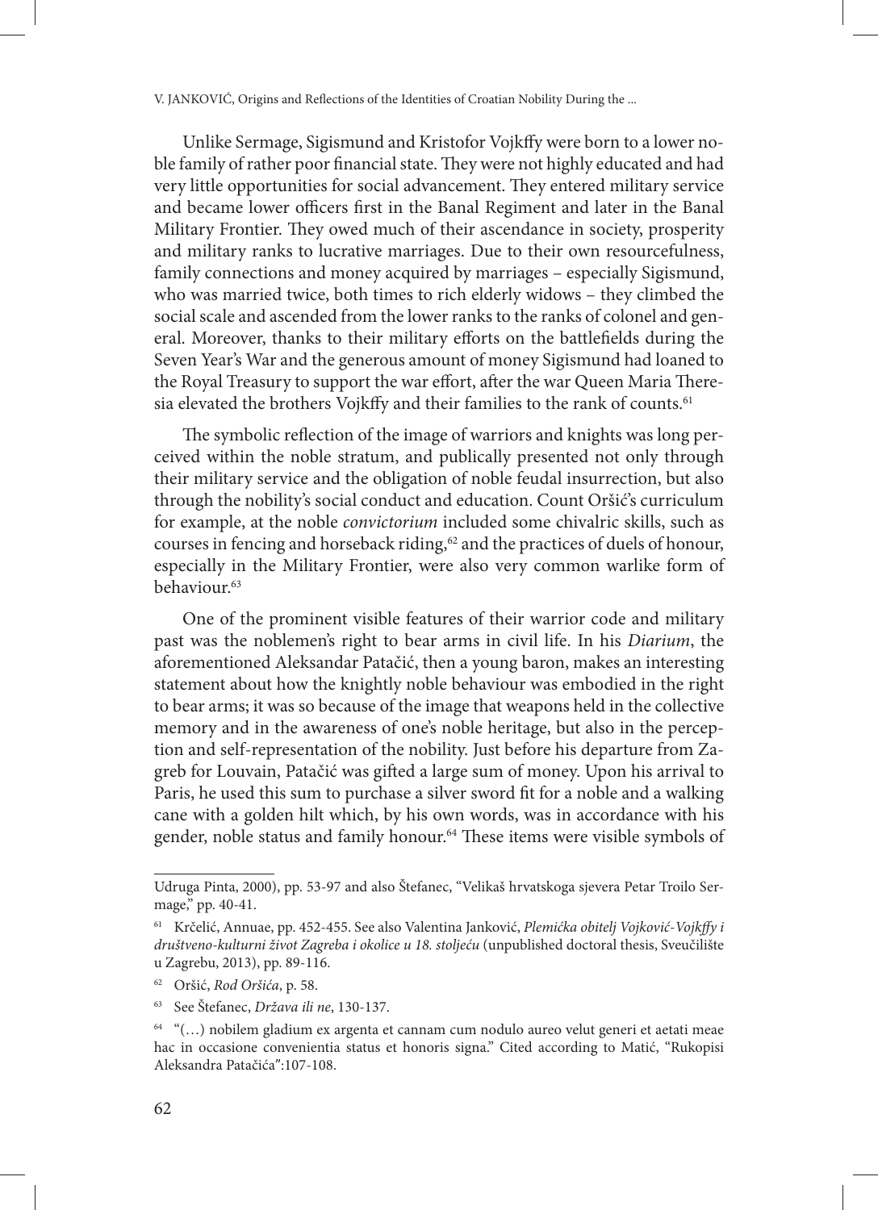Unlike Sermage, Sigismund and Kristofor Vojkffy were born to a lower noble family of rather poor financial state. They were not highly educated and had very little opportunities for social advancement. They entered military service and became lower officers first in the Banal Regiment and later in the Banal Military Frontier. They owed much of their ascendance in society, prosperity and military ranks to lucrative marriages. Due to their own resourcefulness, family connections and money acquired by marriages – especially Sigismund, who was married twice, both times to rich elderly widows – they climbed the social scale and ascended from the lower ranks to the ranks of colonel and general. Moreover, thanks to their military efforts on the battlefields during the Seven Year's War and the generous amount of money Sigismund had loaned to the Royal Treasury to support the war effort, after the war Queen Maria Theresia elevated the brothers Vojkffy and their families to the rank of counts.[61]

The symbolic reflection of the image of warriors and knights was long perceived within the noble stratum, and publically presented not only through their military service and the obligation of noble feudal insurrection, but also through the nobility's social conduct and education. Count Oršić's curriculum for example, at the noble *convictorium* included some chivalric skills, such as courses in fencing and horseback riding,[62] and the practices of duels of honour, especially in the Military Frontier, were also very common warlike form of behaviour.[63]

One of the prominent visible features of their warrior code and military past was the noblemen's right to bear arms in civil life. In his *Diarium*, the aforementioned Aleksandar Patačić, then a young baron, makes an interesting statement about how the knightly noble behaviour was embodied in the right to bear arms; it was so because of the image that weapons held in the collective memory and in the awareness of one's noble heritage, but also in the perception and self-representation of the nobility. Just before his departure from Zagreb for Louvain, Patačić was gifted a large sum of money. Upon his arrival to Paris, he used this sum to purchase a silver sword fit for a noble and a walking cane with a golden hilt which, by his own words, was in accordance with his gender, noble status and family honour.[64] These items were visible symbols of

---

Udruga Pinta, 2000), pp. 53-97 and also Štefanec, "Velikaš hrvatskoga sjevera Petar Troilo Sermage," pp. 40-41.

[61] Krčelić, Annuae, pp. 452-455. See also Valentina Janković, *Plemićka obitelj Vojković-Vojkffy i društveno-kulturni život Zagreba i okolice u 18. stoljeću* (unpublished doctoral thesis, Sveučilište u Zagrebu, 2013), pp. 89-116.

[62] Oršić, *Rod Oršića*, p. 58.

[63] See Štefanec, *Država ili ne*, 130-137.

[64] "(…) nobilem gladium ex argenta et cannam cum nodulo aureo velut generi et aetati meae hac in occasione convenientia status et honoris signa." Cited according to Matić, "Rukopisi Aleksandra Patačića":107-108.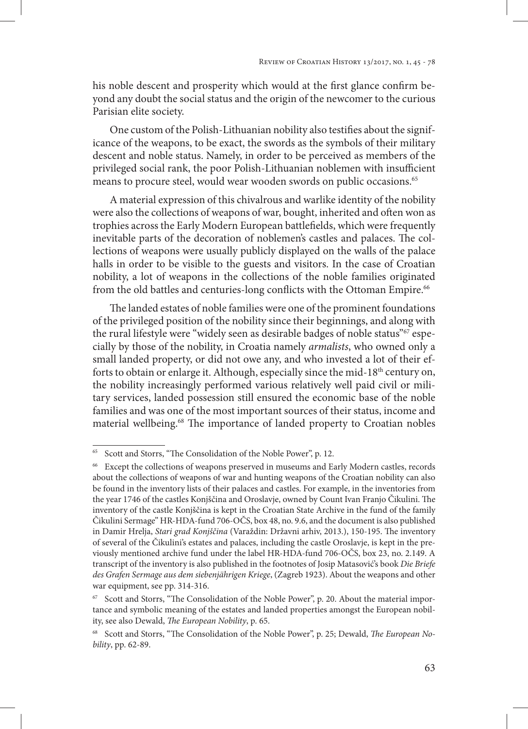his noble descent and prosperity which would at the first glance confirm beyond any doubt the social status and the origin of the newcomer to the curious Parisian elite society.

One custom of the Polish-Lithuanian nobility also testifies about the significance of the weapons, to be exact, the swords as the symbols of their military descent and noble status. Namely, in order to be perceived as members of the privileged social rank, the poor Polish-Lithuanian noblemen with insufficient means to procure steel, would wear wooden swords on public occasions.[65]

A material expression of this chivalrous and warlike identity of the nobility were also the collections of weapons of war, bought, inherited and often won as trophies across the Early Modern European battlefields, which were frequently inevitable parts of the decoration of noblemen's castles and palaces. The collections of weapons were usually publicly displayed on the walls of the palace halls in order to be visible to the guests and visitors. In the case of Croatian nobility, a lot of weapons in the collections of the noble families originated from the old battles and centuries-long conflicts with the Ottoman Empire.[66]

The landed estates of noble families were one of the prominent foundations of the privileged position of the nobility since their beginnings, and along with the rural lifestyle were "widely seen as desirable badges of noble status"[67] especially by those of the nobility, in Croatia namely *armalists*, who owned only a small landed property, or did not owe any, and who invested a lot of their efforts to obtain or enlarge it. Although, especially since the mid-18th century on, the nobility increasingly performed various relatively well paid civil or military services, landed possession still ensured the economic base of the noble families and was one of the most important sources of their status, income and material wellbeing.[68] The importance of landed property to Croatian nobles

---

[65] Scott and Storrs, "The Consolidation of the Noble Power", p. 12.

[66] Except the collections of weapons preserved in museums and Early Modern castles, records about the collections of weapons of war and hunting weapons of the Croatian nobility can also be found in the inventory lists of their palaces and castles. For example, in the inventories from the year 1746 of the castles Konjščina and Oroslavje, owned by Count Ivan Franjo Čikulini. The inventory of the castle Konjščina is kept in the Croatian State Archive in the fund of the family Čikulini Sermage" HR-HDA-fund 706-OČS, box 48, no. 9.6, and the document is also published in Damir Hrelja, *Stari grad Konjščina* (Varaždin: Državni arhiv, 2013.), 150-195. The inventory of several of the Čikulini's estates and palaces, including the castle Oroslavje, is kept in the previously mentioned archive fund under the label HR-HDA-fund 706-OČS, box 23, no. 2.149. A transcript of the inventory is also published in the footnotes of Josip Matasović's book *Die Briefe des Grafen Sermage aus dem siebenjährigen Kriege*, (Zagreb 1923). About the weapons and other war equipment, see pp. 314-316.

[67] Scott and Storrs, "The Consolidation of the Noble Power", p. 20. About the material importance and symbolic meaning of the estates and landed properties amongst the European nobility, see also Dewald, *The European Nobility*, p. 65.

[68] Scott and Storrs, "The Consolidation of the Noble Power", p. 25; Dewald, *The European Nobility*, pp. 62-89.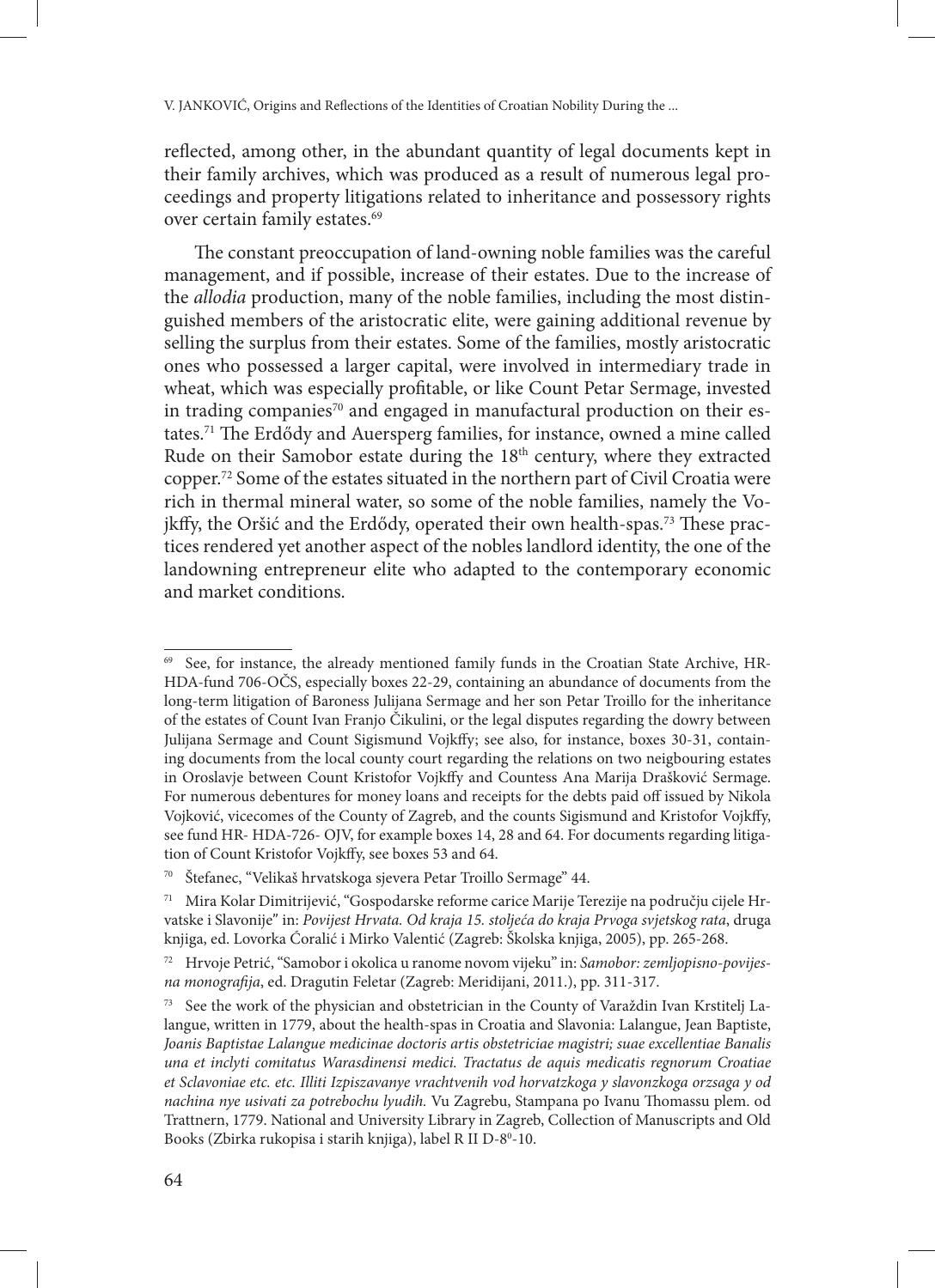reflected, among other, in the abundant quantity of legal documents kept in their family archives, which was produced as a result of numerous legal proceedings and property litigations related to inheritance and possessory rights over certain family estates.[69]

The constant preoccupation of land-owning noble families was the careful management, and if possible, increase of their estates. Due to the increase of the *allodia* production, many of the noble families, including the most distinguished members of the aristocratic elite, were gaining additional revenue by selling the surplus from their estates. Some of the families, mostly aristocratic ones who possessed a larger capital, were involved in intermediary trade in wheat, which was especially profitable, or like Count Petar Sermage, invested in trading companies[70] and engaged in manufactural production on their estates.[71] The Erdődy and Auersperg families, for instance, owned a mine called Rude on their Samobor estate during the 18th century, where they extracted copper.[72] Some of the estates situated in the northern part of Civil Croatia were rich in thermal mineral water, so some of the noble families, namely the Vojkffy, the Oršić and the Erdődy, operated their own health-spas.[73] These practices rendered yet another aspect of the nobles landlord identity, the one of the landowning entrepreneur elite who adapted to the contemporary economic and market conditions.

---

[69] See, for instance, the already mentioned family funds in the Croatian State Archive, HR-HDA-fund 706-OČS, especially boxes 22-29, containing an abundance of documents from the long-term litigation of Baroness Julijana Sermage and her son Petar Troillo for the inheritance of the estates of Count Ivan Franjo Čikulini, or the legal disputes regarding the dowry between Julijana Sermage and Count Sigismund Vojkffy; see also, for instance, boxes 30-31, containing documents from the local county court regarding the relations on two neigbouring estates in Oroslavje between Count Kristofor Vojkffy and Countess Ana Marija Drašković Sermage. For numerous debentures for money loans and receipts for the debts paid off issued by Nikola Vojković, vicecomes of the County of Zagreb, and the counts Sigismund and Kristofor Vojkffy, see fund HR- HDA-726- OJV, for example boxes 14, 28 and 64. For documents regarding litigation of Count Kristofor Vojkffy, see boxes 53 and 64.

[70] Štefanec, "Velikaš hrvatskoga sjevera Petar Troillo Sermage" 44.

[71] Mira Kolar Dimitrijević, "Gospodarske reforme carice Marije Terezije na području cijele Hrvatske i Slavonije" in: *Povijest Hrvata. Od kraja 15. stoljeća do kraja Prvoga svjetskog rata*, druga knjiga, ed. Lovorka Ćoralić i Mirko Valentić (Zagreb: Školska knjiga, 2005), pp. 265-268.

[72] Hrvoje Petrić, "Samobor i okolica u ranome novom vijeku" in: *Samobor: zemljopisno-povijesna monografija*, ed. Dragutin Feletar (Zagreb: Meridijani, 2011.), pp. 311-317.

[73] See the work of the physician and obstetrician in the County of Varaždin Ivan Krstitelj Lalangue, written in 1779, about the health-spas in Croatia and Slavonia: Lalangue, Jean Baptiste, *Joanis Baptistae Lalangue medicinae doctoris artis obstetriciae magistri; suae excellentiae Banalis una et inclyti comitatus Warasdinensi medici. Tractatus de aquis medicatis regnorum Croatiae et Sclavoniae etc. etc. Illiti Izpiszavanye vrachtvenih vod horvatzkoga y slavonzkoga orzsaga y od nachina nye usivati za potrebochu lyudih.* Vu Zagrebu, Stampana po Ivanu Thomassu plem. od Trattnern, 1779. National and University Library in Zagreb, Collection of Manuscripts and Old Books (Zbirka rukopisa i starih knjiga), label R II D-8⁰-10.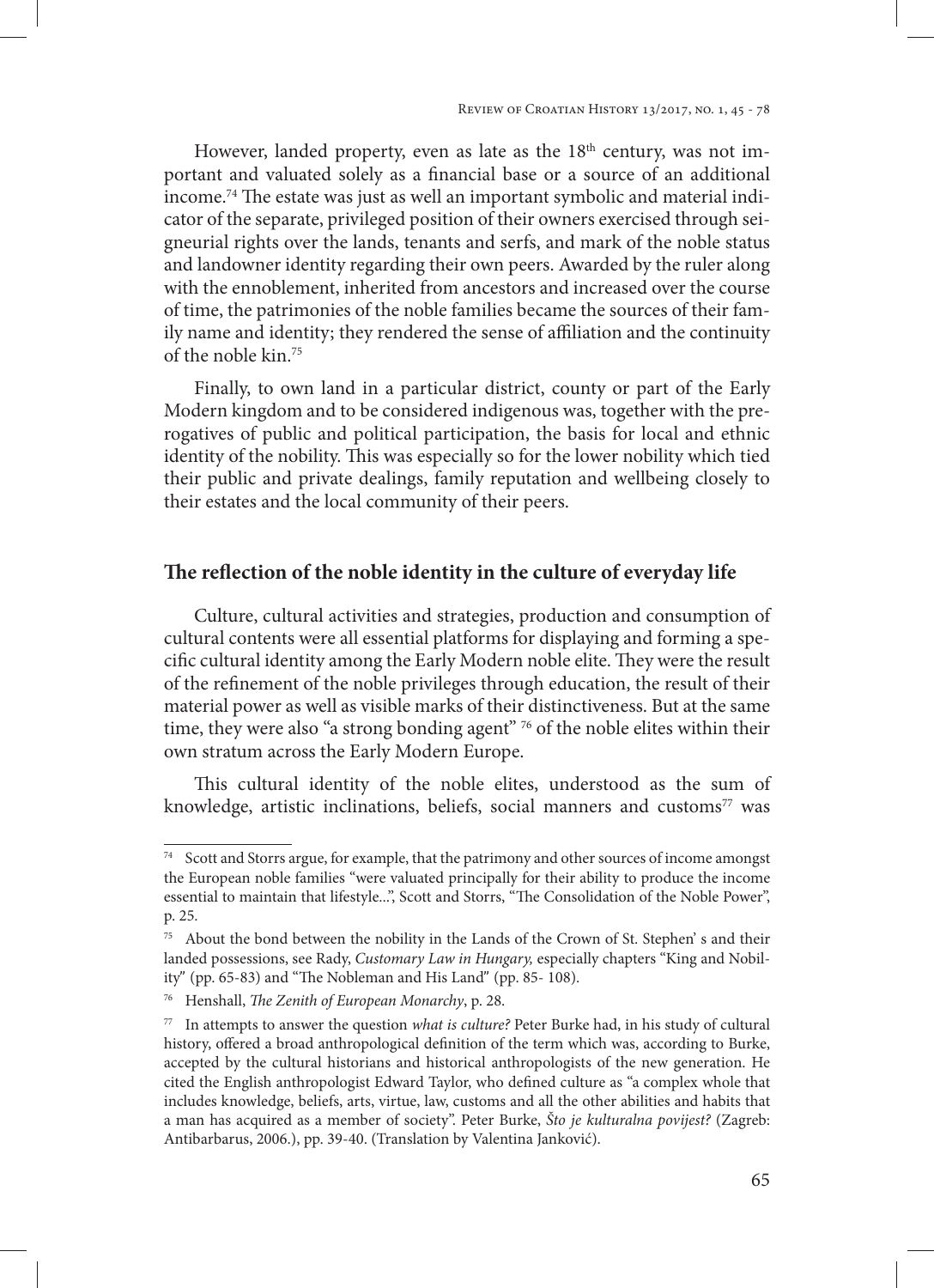However, landed property, even as late as the 18th century, was not important and valuated solely as a financial base or a source of an additional income.[74] The estate was just as well an important symbolic and material indicator of the separate, privileged position of their owners exercised through seigneurial rights over the lands, tenants and serfs, and mark of the noble status and landowner identity regarding their own peers. Awarded by the ruler along with the ennoblement, inherited from ancestors and increased over the course of time, the patrimonies of the noble families became the sources of their family name and identity; they rendered the sense of affiliation and the continuity of the noble kin.[75]

Finally, to own land in a particular district, county or part of the Early Modern kingdom and to be considered indigenous was, together with the prerogatives of public and political participation, the basis for local and ethnic identity of the nobility. This was especially so for the lower nobility which tied their public and private dealings, family reputation and wellbeing closely to their estates and the local community of their peers.

## The reflection of the noble identity in the culture of everyday life

Culture, cultural activities and strategies, production and consumption of cultural contents were all essential platforms for displaying and forming a specific cultural identity among the Early Modern noble elite. They were the result of the refinement of the noble privileges through education, the result of their material power as well as visible marks of their distinctiveness. But at the same time, they were also "a strong bonding agent" [76] of the noble elites within their own stratum across the Early Modern Europe.

This cultural identity of the noble elites, understood as the sum of knowledge, artistic inclinations, beliefs, social manners and customs[77] was

---

[74] Scott and Storrs argue, for example, that the patrimony and other sources of income amongst the European noble families "were valuated principally for their ability to produce the income essential to maintain that lifestyle...", Scott and Storrs, "The Consolidation of the Noble Power", p. 25.

[75] About the bond between the nobility in the Lands of the Crown of St. Stephen' s and their landed possessions, see Rady, *Customary Law in Hungary,* especially chapters "King and Nobility" (pp. 65-83) and "The Nobleman and His Land" (pp. 85- 108).

[76] Henshall, *The Zenith of European Monarchy*, p. 28.

[77] In attempts to answer the question *what is culture?* Peter Burke had, in his study of cultural history, offered a broad anthropological definition of the term which was, according to Burke, accepted by the cultural historians and historical anthropologists of the new generation. He cited the English anthropologist Edward Taylor, who defined culture as "a complex whole that includes knowledge, beliefs, arts, virtue, law, customs and all the other abilities and habits that a man has acquired as a member of society". Peter Burke, *Što je kulturalna povijest?* (Zagreb: Antibarbarus, 2006.), pp. 39-40. (Translation by Valentina Janković).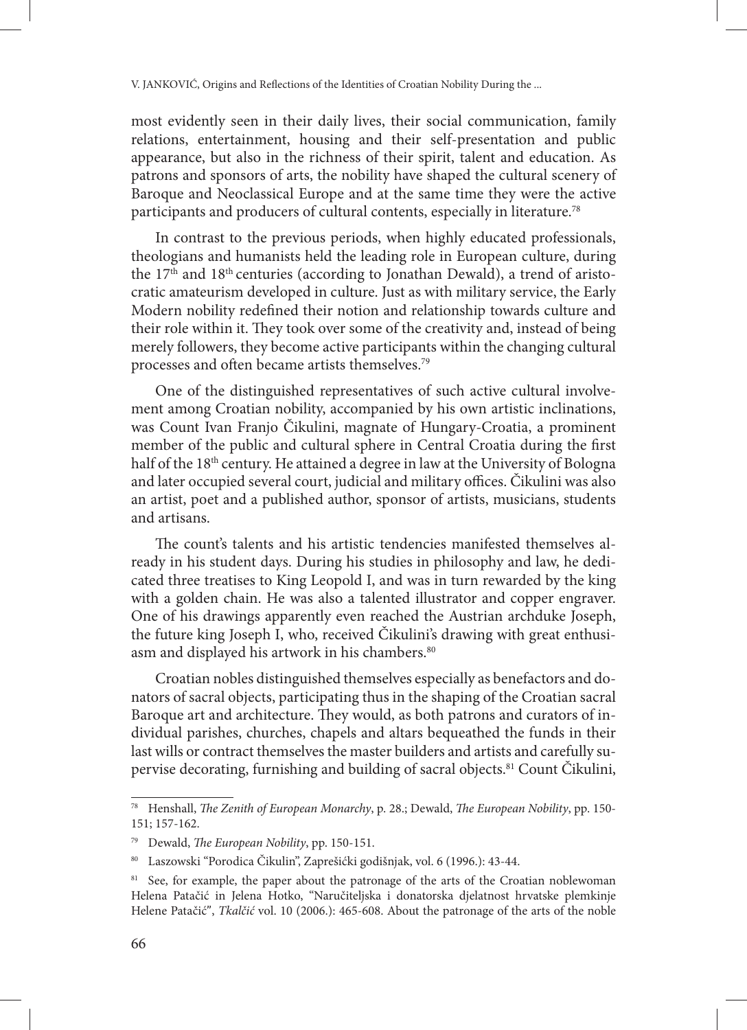most evidently seen in their daily lives, their social communication, family relations, entertainment, housing and their self-presentation and public appearance, but also in the richness of their spirit, talent and education. As patrons and sponsors of arts, the nobility have shaped the cultural scenery of Baroque and Neoclassical Europe and at the same time they were the active participants and producers of cultural contents, especially in literature.[78]

In contrast to the previous periods, when highly educated professionals, theologians and humanists held the leading role in European culture, during the 17th and 18th centuries (according to Jonathan Dewald), a trend of aristocratic amateurism developed in culture. Just as with military service, the Early Modern nobility redefined their notion and relationship towards culture and their role within it. They took over some of the creativity and, instead of being merely followers, they become active participants within the changing cultural processes and often became artists themselves.[79]

One of the distinguished representatives of such active cultural involvement among Croatian nobility, accompanied by his own artistic inclinations, was Count Ivan Franjo Čikulini, magnate of Hungary-Croatia, a prominent member of the public and cultural sphere in Central Croatia during the first half of the 18th century. He attained a degree in law at the University of Bologna and later occupied several court, judicial and military offices. Čikulini was also an artist, poet and a published author, sponsor of artists, musicians, students and artisans.

The count's talents and his artistic tendencies manifested themselves already in his student days. During his studies in philosophy and law, he dedicated three treatises to King Leopold I, and was in turn rewarded by the king with a golden chain. He was also a talented illustrator and copper engraver. One of his drawings apparently even reached the Austrian archduke Joseph, the future king Joseph I, who, received Čikulini's drawing with great enthusiasm and displayed his artwork in his chambers.[80]

Croatian nobles distinguished themselves especially as benefactors and donators of sacral objects, participating thus in the shaping of the Croatian sacral Baroque art and architecture. They would, as both patrons and curators of individual parishes, churches, chapels and altars bequeathed the funds in their last wills or contract themselves the master builders and artists and carefully supervise decorating, furnishing and building of sacral objects.[81] Count Čikulini,

---

[78] Henshall, *The Zenith of European Monarchy*, p. 28.; Dewald, *The European Nobility*, pp. 150-151; 157-162.

[79] Dewald, *The European Nobility*, pp. 150-151.

[80] Laszowski "Porodica Čikulin", Zaprešićki godišnjak, vol. 6 (1996.): 43-44.

[81] See, for example, the paper about the patronage of the arts of the Croatian noblewoman Helena Patačić in Jelena Hotko, "Naručiteljska i donatorska djelatnost hrvatske plemkinje Helene Patačić", *Tkalčić* vol. 10 (2006.): 465-608. About the patronage of the arts of the noble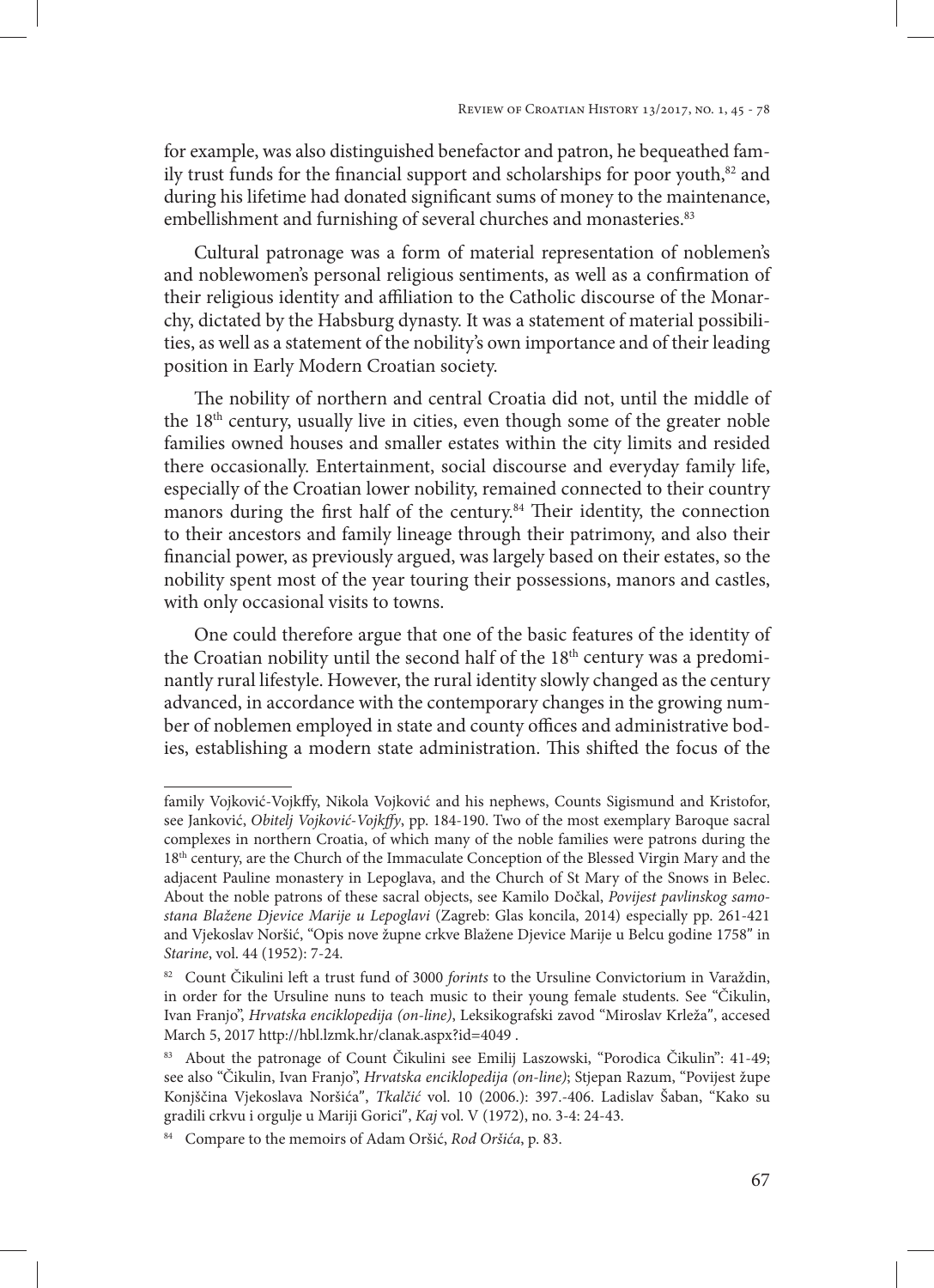for example, was also distinguished benefactor and patron, he bequeathed family trust funds for the financial support and scholarships for poor youth,[82] and during his lifetime had donated significant sums of money to the maintenance, embellishment and furnishing of several churches and monasteries.[83]

Cultural patronage was a form of material representation of noblemen's and noblewomen's personal religious sentiments, as well as a confirmation of their religious identity and affiliation to the Catholic discourse of the Monarchy, dictated by the Habsburg dynasty. It was a statement of material possibilities, as well as a statement of the nobility's own importance and of their leading position in Early Modern Croatian society.

The nobility of northern and central Croatia did not, until the middle of the 18th century, usually live in cities, even though some of the greater noble families owned houses and smaller estates within the city limits and resided there occasionally. Entertainment, social discourse and everyday family life, especially of the Croatian lower nobility, remained connected to their country manors during the first half of the century.[84] Their identity, the connection to their ancestors and family lineage through their patrimony, and also their financial power, as previously argued, was largely based on their estates, so the nobility spent most of the year touring their possessions, manors and castles, with only occasional visits to towns.

One could therefore argue that one of the basic features of the identity of the Croatian nobility until the second half of the 18th century was a predominantly rural lifestyle. However, the rural identity slowly changed as the century advanced, in accordance with the contemporary changes in the growing number of noblemen employed in state and county offices and administrative bodies, establishing a modern state administration. This shifted the focus of the

---

family Vojković-Vojkffy, Nikola Vojković and his nephews, Counts Sigismund and Kristofor, see Janković, *Obitelj Vojković-Vojkffy*, pp. 184-190. Two of the most exemplary Baroque sacral complexes in northern Croatia, of which many of the noble families were patrons during the 18th century, are the Church of the Immaculate Conception of the Blessed Virgin Mary and the adjacent Pauline monastery in Lepoglava, and the Church of St Mary of the Snows in Belec. About the noble patrons of these sacral objects, see Kamilo Dočkal, *Povijest pavlinskog samostana Blažene Djevice Marije u Lepoglavi* (Zagreb: Glas koncila, 2014) especially pp. 261-421 and Vjekoslav Noršić, "Opis nove župne crkve Blažene Djevice Marije u Belcu godine 1758" in *Starine*, vol. 44 (1952): 7-24.

[82] Count Čikulini left a trust fund of 3000 *forints* to the Ursuline Convictorium in Varaždin, in order for the Ursuline nuns to teach music to their young female students. See "Čikulin, Ivan Franjo", *Hrvatska enciklopedija (on-line)*, Leksikografski zavod "Miroslav Krleža", accesed March 5, 2017 http://hbl.lzmk.hr/clanak.aspx?id=4049 .

[83] About the patronage of Count Čikulini see Emilij Laszowski, "Porodica Čikulin": 41-49; see also "Čikulin, Ivan Franjo", *Hrvatska enciklopedija (on-line)*; Stjepan Razum, "Povijest župe Konjščina Vjekoslava Noršića", *Tkalčić* vol. 10 (2006.): 397.-406. Ladislav Šaban, "Kako su gradili crkvu i orgulje u Mariji Gorici", *Kaj* vol. V (1972), no. 3-4: 24-43.

[84] Compare to the memoirs of Adam Oršić, *Rod Oršića*, p. 83.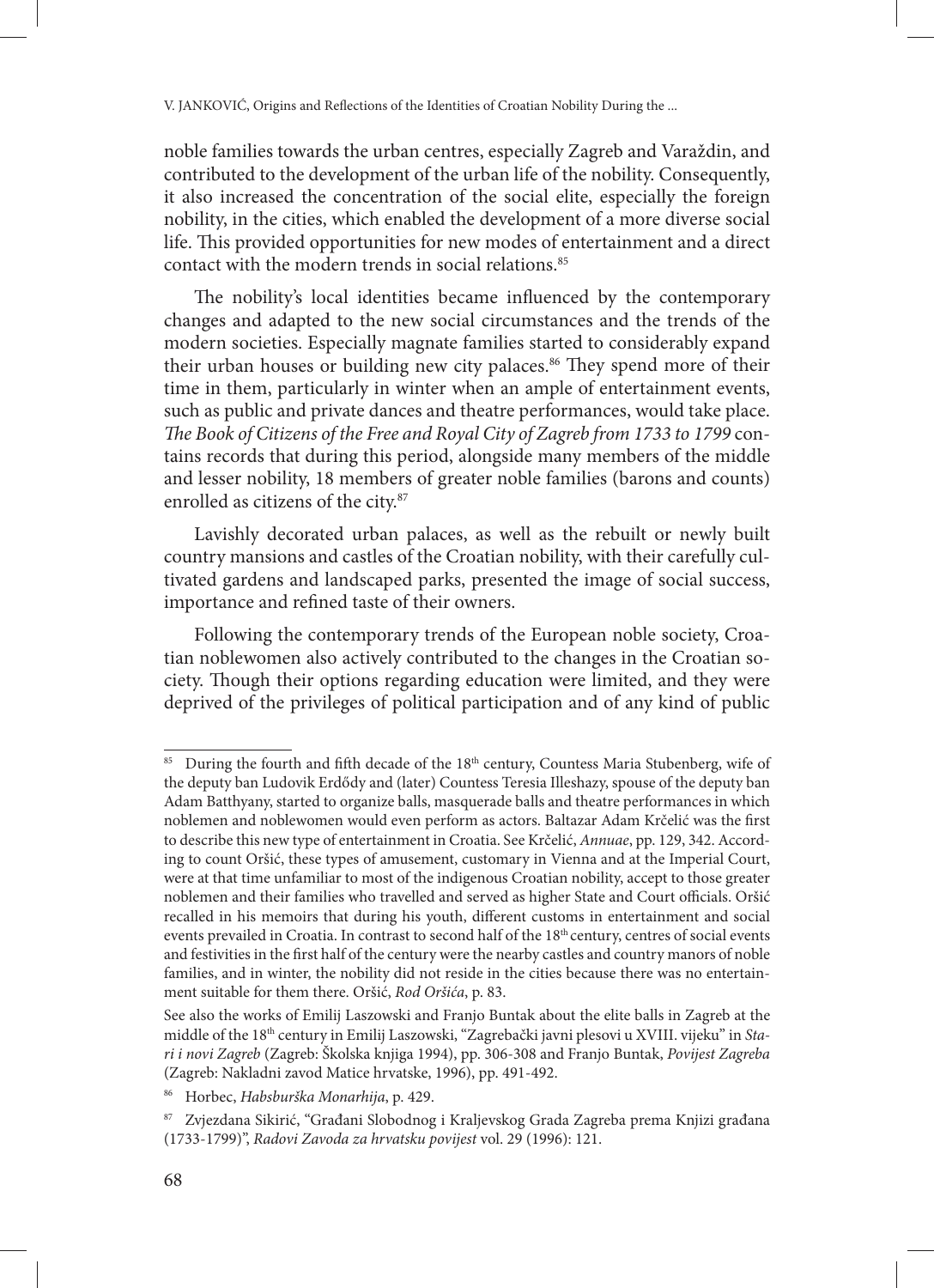noble families towards the urban centres, especially Zagreb and Varaždin, and contributed to the development of the urban life of the nobility. Consequently, it also increased the concentration of the social elite, especially the foreign nobility, in the cities, which enabled the development of a more diverse social life. This provided opportunities for new modes of entertainment and a direct contact with the modern trends in social relations.[85]

The nobility's local identities became influenced by the contemporary changes and adapted to the new social circumstances and the trends of the modern societies. Especially magnate families started to considerably expand their urban houses or building new city palaces.[86] They spend more of their time in them, particularly in winter when an ample of entertainment events, such as public and private dances and theatre performances, would take place. *The Book of Citizens of the Free and Royal City of Zagreb from 1733 to 1799* contains records that during this period, alongside many members of the middle and lesser nobility, 18 members of greater noble families (barons and counts) enrolled as citizens of the city.[87]

Lavishly decorated urban palaces, as well as the rebuilt or newly built country mansions and castles of the Croatian nobility, with their carefully cultivated gardens and landscaped parks, presented the image of social success, importance and refined taste of their owners.

Following the contemporary trends of the European noble society, Croatian noblewomen also actively contributed to the changes in the Croatian society. Though their options regarding education were limited, and they were deprived of the privileges of political participation and of any kind of public

---

[85] During the fourth and fifth decade of the 18th century, Countess Maria Stubenberg, wife of the deputy ban Ludovik Erdődy and (later) Countess Teresia Illeshazy, spouse of the deputy ban Adam Batthyany, started to organize balls, masquerade balls and theatre performances in which noblemen and noblewomen would even perform as actors. Baltazar Adam Krčelić was the first to describe this new type of entertainment in Croatia. See Krčelić, *Annuae*, pp. 129, 342. According to count Oršić, these types of amusement, customary in Vienna and at the Imperial Court, were at that time unfamiliar to most of the indigenous Croatian nobility, accept to those greater noblemen and their families who travelled and served as higher State and Court officials. Oršić recalled in his memoirs that during his youth, different customs in entertainment and social events prevailed in Croatia. In contrast to second half of the 18th century, centres of social events and festivities in the first half of the century were the nearby castles and country manors of noble families, and in winter, the nobility did not reside in the cities because there was no entertainment suitable for them there. Oršić, *Rod Oršića*, p. 83.

See also the works of Emilij Laszowski and Franjo Buntak about the elite balls in Zagreb at the middle of the 18th century in Emilij Laszowski, "Zagrebački javni plesovi u XVIII. vijeku" in *Stari i novi Zagreb* (Zagreb: Školska knjiga 1994), pp. 306-308 and Franjo Buntak, *Povijest Zagreba* (Zagreb: Nakladni zavod Matice hrvatske, 1996), pp. 491-492.

[86] Horbec, *Habsburška Monarhija*, p. 429.

[87] Zvjezdana Sikirić, "Građani Slobodnog i Kraljevskog Grada Zagreba prema Knjizi građana (1733-1799)", *Radovi Zavoda za hrvatsku povijest* vol. 29 (1996): 121.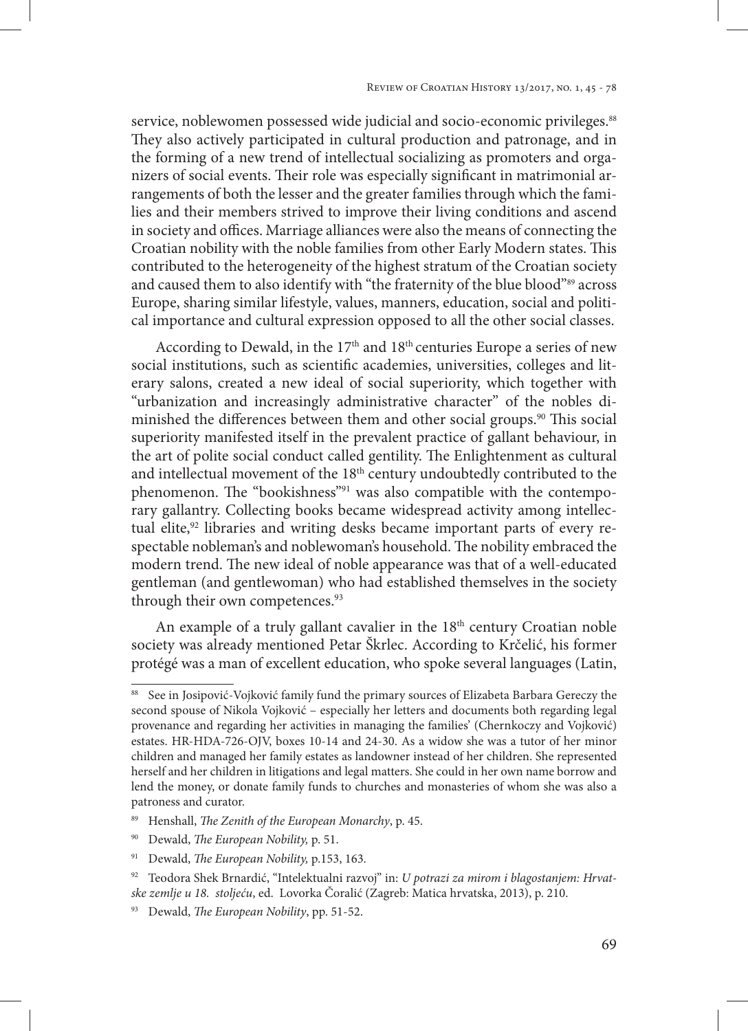service, noblewomen possessed wide judicial and socio-economic privileges.[88] They also actively participated in cultural production and patronage, and in the forming of a new trend of intellectual socializing as promoters and organizers of social events. Their role was especially significant in matrimonial arrangements of both the lesser and the greater families through which the families and their members strived to improve their living conditions and ascend in society and offices. Marriage alliances were also the means of connecting the Croatian nobility with the noble families from other Early Modern states. This contributed to the heterogeneity of the highest stratum of the Croatian society and caused them to also identify with "the fraternity of the blue blood"[89] across Europe, sharing similar lifestyle, values, manners, education, social and political importance and cultural expression opposed to all the other social classes.

According to Dewald, in the 17th and 18th centuries Europe a series of new social institutions, such as scientific academies, universities, colleges and literary salons, created a new ideal of social superiority, which together with "urbanization and increasingly administrative character" of the nobles diminished the differences between them and other social groups.[90] This social superiority manifested itself in the prevalent practice of gallant behaviour, in the art of polite social conduct called gentility. The Enlightenment as cultural and intellectual movement of the 18th century undoubtedly contributed to the phenomenon. The "bookishness"[91] was also compatible with the contemporary gallantry. Collecting books became widespread activity among intellectual elite,[92] libraries and writing desks became important parts of every respectable nobleman's and noblewoman's household. The nobility embraced the modern trend. The new ideal of noble appearance was that of a well-educated gentleman (and gentlewoman) who had established themselves in the society through their own competences.[93]

An example of a truly gallant cavalier in the 18th century Croatian noble society was already mentioned Petar Škrlec. According to Krčelić, his former protégé was a man of excellent education, who spoke several languages (Latin,

---

[88] See in Josipović-Vojković family fund the primary sources of Elizabeta Barbara Gereczy the second spouse of Nikola Vojković – especially her letters and documents both regarding legal provenance and regarding her activities in managing the families' (Chernkoczy and Vojković) estates. HR-HDA-726-OJV, boxes 10-14 and 24-30. As a widow she was a tutor of her minor children and managed her family estates as landowner instead of her children. She represented herself and her children in litigations and legal matters. She could in her own name borrow and lend the money, or donate family funds to churches and monasteries of whom she was also a patroness and curator.

[89] Henshall, *The Zenith of the European Monarchy*, p. 45.

[90] Dewald, *The European Nobility,* p. 51.

[91] Dewald, *The European Nobility,* p.153, 163.

[92] Teodora Shek Brnardić, "Intelektualni razvoj" in: *U potrazi za mirom i blagostanjem: Hrvatske zemlje u 18. stoljeću*, ed. Lovorka Čoralić (Zagreb: Matica hrvatska, 2013), p. 210.

[93] Dewald, *The European Nobility*, pp. 51-52.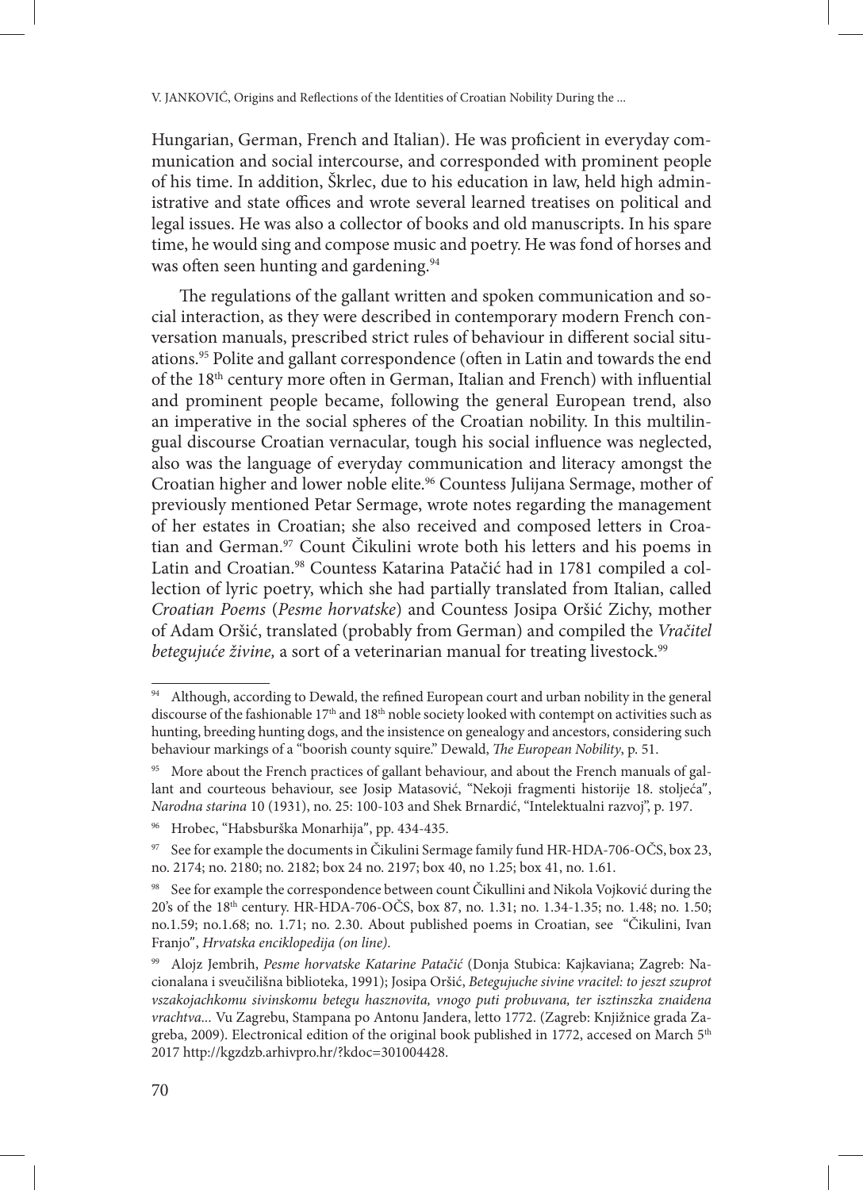Hungarian, German, French and Italian). He was proficient in everyday communication and social intercourse, and corresponded with prominent people of his time. In addition, Škrlec, due to his education in law, held high administrative and state offices and wrote several learned treatises on political and legal issues. He was also a collector of books and old manuscripts. In his spare time, he would sing and compose music and poetry. He was fond of horses and was often seen hunting and gardening.[94]

The regulations of the gallant written and spoken communication and social interaction, as they were described in contemporary modern French conversation manuals, prescribed strict rules of behaviour in different social situations.[95] Polite and gallant correspondence (often in Latin and towards the end of the 18th century more often in German, Italian and French) with influential and prominent people became, following the general European trend, also an imperative in the social spheres of the Croatian nobility. In this multilingual discourse Croatian vernacular, tough his social influence was neglected, also was the language of everyday communication and literacy amongst the Croatian higher and lower noble elite.[96] Countess Julijana Sermage, mother of previously mentioned Petar Sermage, wrote notes regarding the management of her estates in Croatian; she also received and composed letters in Croatian and German.[97] Count Čikulini wrote both his letters and his poems in Latin and Croatian.[98] Countess Katarina Patačić had in 1781 compiled a collection of lyric poetry, which she had partially translated from Italian, called *Croatian Poems* (*Pesme horvatske*) and Countess Josipa Oršić Zichy, mother of Adam Oršić, translated (probably from German) and compiled the *Vračitel betegujuće živine,* a sort of a veterinarian manual for treating livestock.[99]

---

[94] Although, according to Dewald, the refined European court and urban nobility in the general discourse of the fashionable 17th and 18th noble society looked with contempt on activities such as hunting, breeding hunting dogs, and the insistence on genealogy and ancestors, considering such behaviour markings of a "boorish county squire." Dewald, *The European Nobility*, p. 51.

[95] More about the French practices of gallant behaviour, and about the French manuals of gallant and courteous behaviour, see Josip Matasović, "Nekoji fragmenti historije 18. stoljeća", *Narodna starina* 10 (1931), no. 25: 100-103 and Shek Brnardić, "Intelektualni razvoj", p. 197.

[96] Hrobec, "Habsburška Monarhija", pp. 434-435.

[97] See for example the documents in Čikulini Sermage family fund HR-HDA-706-OČS, box 23, no. 2174; no. 2180; no. 2182; box 24 no. 2197; box 40, no 1.25; box 41, no. 1.61.

[98] See for example the correspondence between count Čikullini and Nikola Vojković during the 20's of the 18th century. HR-HDA-706-OČS, box 87, no. 1.31; no. 1.34-1.35; no. 1.48; no. 1.50; no.1.59; no.1.68; no. 1.71; no. 2.30. About published poems in Croatian, see "Čikulini, Ivan Franjo", *Hrvatska enciklopedija (on line)*.

[99] Alojz Jembrih, *Pesme horvatske Katarine Patačić* (Donja Stubica: Kajkaviana; Zagreb: Nacionalana i sveučilišna biblioteka, 1991); Josipa Oršić, *Betegujuche sivine vracitel: to jeszt szuprot vszakojachkomu sivinskomu betegu hasznovita, vnogo puti probuvana, ter isztinszka znaidena vrachtva...* Vu Zagrebu, Stampana po Antonu Jandera, letto 1772. (Zagreb: Knjižnice grada Zagreba, 2009). Electronical edition of the original book published in 1772, accesed on March 5th 2017 http://kgzdzb.arhivpro.hr/?kdoc=301004428.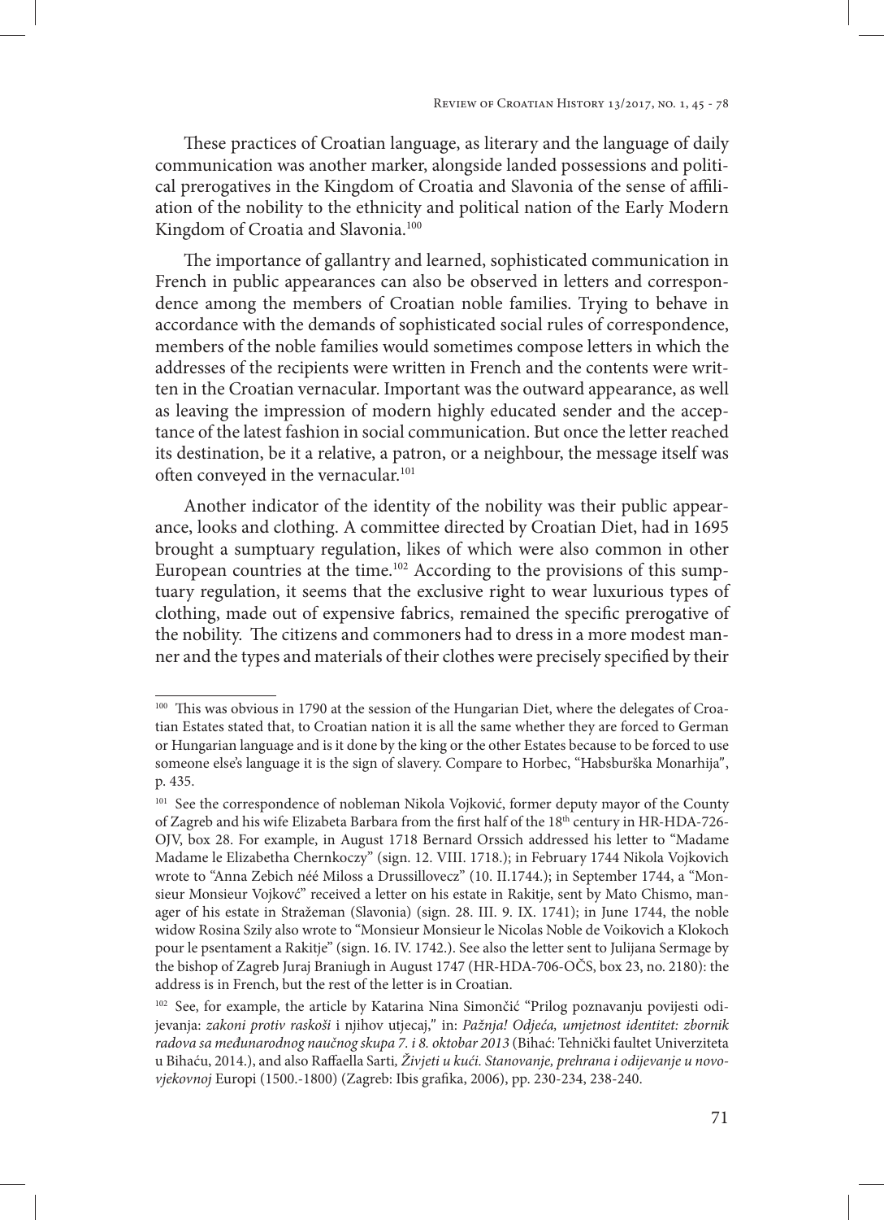These practices of Croatian language, as literary and the language of daily communication was another marker, alongside landed possessions and political prerogatives in the Kingdom of Croatia and Slavonia of the sense of affiliation of the nobility to the ethnicity and political nation of the Early Modern Kingdom of Croatia and Slavonia.[100]

The importance of gallantry and learned, sophisticated communication in French in public appearances can also be observed in letters and correspondence among the members of Croatian noble families. Trying to behave in accordance with the demands of sophisticated social rules of correspondence, members of the noble families would sometimes compose letters in which the addresses of the recipients were written in French and the contents were written in the Croatian vernacular. Important was the outward appearance, as well as leaving the impression of modern highly educated sender and the acceptance of the latest fashion in social communication. But once the letter reached its destination, be it a relative, a patron, or a neighbour, the message itself was often conveyed in the vernacular.[101]

Another indicator of the identity of the nobility was their public appearance, looks and clothing. A committee directed by Croatian Diet, had in 1695 brought a sumptuary regulation, likes of which were also common in other European countries at the time.[102] According to the provisions of this sumptuary regulation, it seems that the exclusive right to wear luxurious types of clothing, made out of expensive fabrics, remained the specific prerogative of the nobility. The citizens and commoners had to dress in a more modest manner and the types and materials of their clothes were precisely specified by their

---

[100] This was obvious in 1790 at the session of the Hungarian Diet, where the delegates of Croatian Estates stated that, to Croatian nation it is all the same whether they are forced to German or Hungarian language and is it done by the king or the other Estates because to be forced to use someone else's language it is the sign of slavery. Compare to Horbec, "Habsburška Monarhija", p. 435.

[101] See the correspondence of nobleman Nikola Vojković, former deputy mayor of the County of Zagreb and his wife Elizabeta Barbara from the first half of the 18th century in HR-HDA-726-OJV, box 28. For example, in August 1718 Bernard Orssich addressed his letter to "Madame Madame le Elizabetha Chernkoczy" (sign. 12. VIII. 1718.); in February 1744 Nikola Vojkovich wrote to "Anna Zebich néé Miloss a Drussillovecz" (10. II.1744.); in September 1744, a "Monsieur Monsieur Vojkovč" received a letter on his estate in Rakitje, sent by Mato Chismo, manager of his estate in Stražeman (Slavonia) (sign. 28. III. 9. IX. 1741); in June 1744, the noble widow Rosina Szily also wrote to "Monsieur Monsieur le Nicolas Noble de Voikovich a Klokoch pour le psentament a Rakitje" (sign. 16. IV. 1742.). See also the letter sent to Julijana Sermage by the bishop of Zagreb Juraj Braniugh in August 1747 (HR-HDA-706-OČS, box 23, no. 2180): the address is in French, but the rest of the letter is in Croatian.

[102] See, for example, the article by Katarina Nina Simončić "Prilog poznavanju povijesti odijevanja: *zakoni protiv raskoši* i njihov utjecaj," in: *Pažnja! Odjeća, umjetnost identitet: zbornik radova sa međunarodnog naučnog skupa 7. i 8. oktobar 2013* (Bihać: Tehnički faultet Univerziteta u Bihaću, 2014.), and also Raffaella Sarti, *Živjeti u kući. Stanovanje, prehrana i odijevanje u novovjekovnoj* Europi (1500.-1800) (Zagreb: Ibis grafika, 2006), pp. 230-234, 238-240.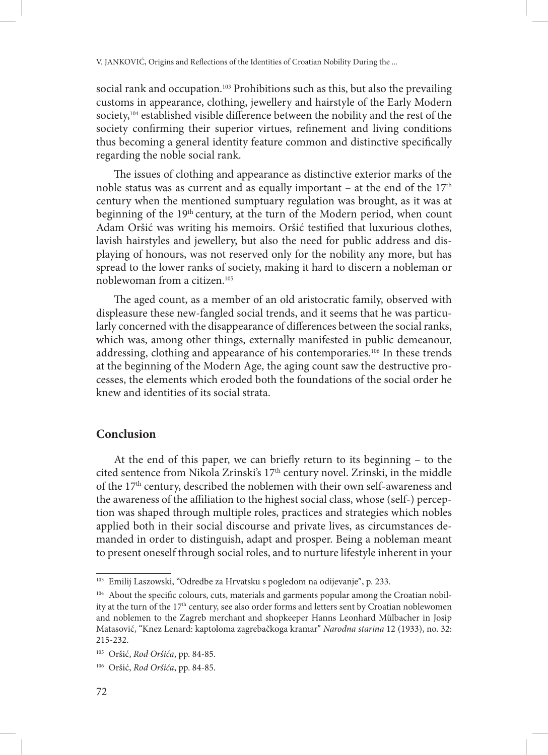social rank and occupation.[103] Prohibitions such as this, but also the prevailing customs in appearance, clothing, jewellery and hairstyle of the Early Modern society,[104] established visible difference between the nobility and the rest of the society confirming their superior virtues, refinement and living conditions thus becoming a general identity feature common and distinctive specifically regarding the noble social rank.

The issues of clothing and appearance as distinctive exterior marks of the noble status was as current and as equally important – at the end of the 17th century when the mentioned sumptuary regulation was brought, as it was at beginning of the 19th century, at the turn of the Modern period, when count Adam Oršić was writing his memoirs. Oršić testified that luxurious clothes, lavish hairstyles and jewellery, but also the need for public address and displaying of honours, was not reserved only for the nobility any more, but has spread to the lower ranks of society, making it hard to discern a nobleman or noblewoman from a citizen.[105]

The aged count, as a member of an old aristocratic family, observed with displeasure these new-fangled social trends, and it seems that he was particularly concerned with the disappearance of differences between the social ranks, which was, among other things, externally manifested in public demeanour, addressing, clothing and appearance of his contemporaries.[106] In these trends at the beginning of the Modern Age, the aging count saw the destructive processes, the elements which eroded both the foundations of the social order he knew and identities of its social strata.

## Conclusion

At the end of this paper, we can briefly return to its beginning – to the cited sentence from Nikola Zrinski's 17th century novel. Zrinski, in the middle of the 17th century, described the noblemen with their own self-awareness and the awareness of the affiliation to the highest social class, whose (self-) perception was shaped through multiple roles, practices and strategies which nobles applied both in their social discourse and private lives, as circumstances demanded in order to distinguish, adapt and prosper. Being a nobleman meant to present oneself through social roles, and to nurture lifestyle inherent in your

---

[103] Emilij Laszowski, "Odredbe za Hrvatsku s pogledom na odijevanje", p. 233.

[104] About the specific colours, cuts, materials and garments popular among the Croatian nobility at the turn of the 17th century, see also order forms and letters sent by Croatian noblewomen and noblemen to the Zagreb merchant and shopkeeper Hanns Leonhard Mülbacher in Josip Matasović, "Knez Lenard: kaptoloma zagrebačkoga kramar" *Narodna starina* 12 (1933), no. 32: 215-232.

[105] Oršić, *Rod Oršića*, pp. 84-85.

[106] Oršić, *Rod Oršića*, pp. 84-85.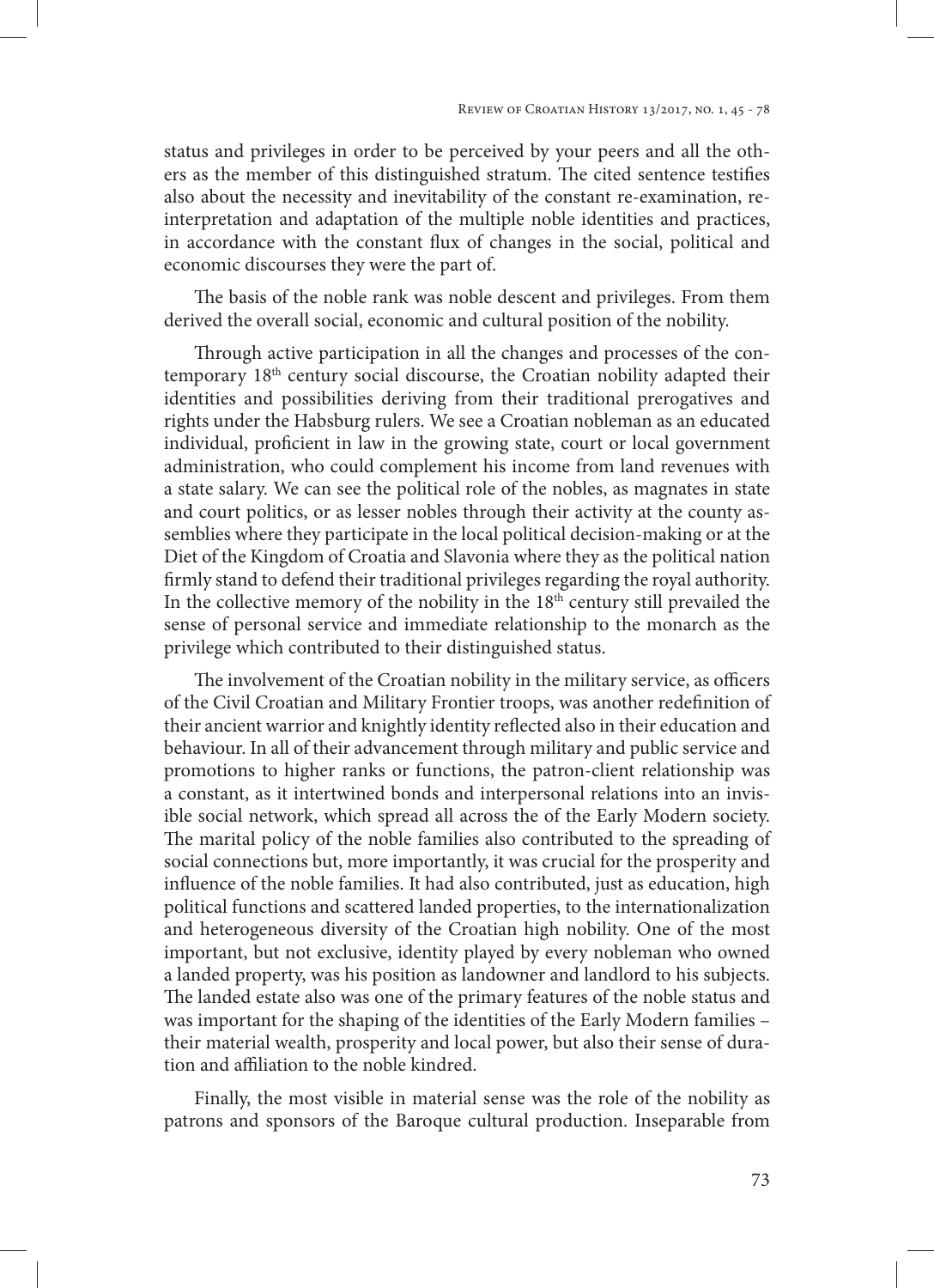status and privileges in order to be perceived by your peers and all the others as the member of this distinguished stratum. The cited sentence testifies also about the necessity and inevitability of the constant re-examination, re-interpretation and adaptation of the multiple noble identities and practices, in accordance with the constant flux of changes in the social, political and economic discourses they were the part of.

The basis of the noble rank was noble descent and privileges. From them derived the overall social, economic and cultural position of the nobility.

Through active participation in all the changes and processes of the contemporary 18th century social discourse, the Croatian nobility adapted their identities and possibilities deriving from their traditional prerogatives and rights under the Habsburg rulers. We see a Croatian nobleman as an educated individual, proficient in law in the growing state, court or local government administration, who could complement his income from land revenues with a state salary. We can see the political role of the nobles, as magnates in state and court politics, or as lesser nobles through their activity at the county assemblies where they participate in the local political decision-making or at the Diet of the Kingdom of Croatia and Slavonia where they as the political nation firmly stand to defend their traditional privileges regarding the royal authority. In the collective memory of the nobility in the 18th century still prevailed the sense of personal service and immediate relationship to the monarch as the privilege which contributed to their distinguished status.

The involvement of the Croatian nobility in the military service, as officers of the Civil Croatian and Military Frontier troops, was another redefinition of their ancient warrior and knightly identity reflected also in their education and behaviour. In all of their advancement through military and public service and promotions to higher ranks or functions, the patron-client relationship was a constant, as it intertwined bonds and interpersonal relations into an invisible social network, which spread all across the of the Early Modern society. The marital policy of the noble families also contributed to the spreading of social connections but, more importantly, it was crucial for the prosperity and influence of the noble families. It had also contributed, just as education, high political functions and scattered landed properties, to the internationalization and heterogeneous diversity of the Croatian high nobility. One of the most important, but not exclusive, identity played by every nobleman who owned a landed property, was his position as landowner and landlord to his subjects. The landed estate also was one of the primary features of the noble status and was important for the shaping of the identities of the Early Modern families – their material wealth, prosperity and local power, but also their sense of duration and affiliation to the noble kindred.

Finally, the most visible in material sense was the role of the nobility as patrons and sponsors of the Baroque cultural production. Inseparable from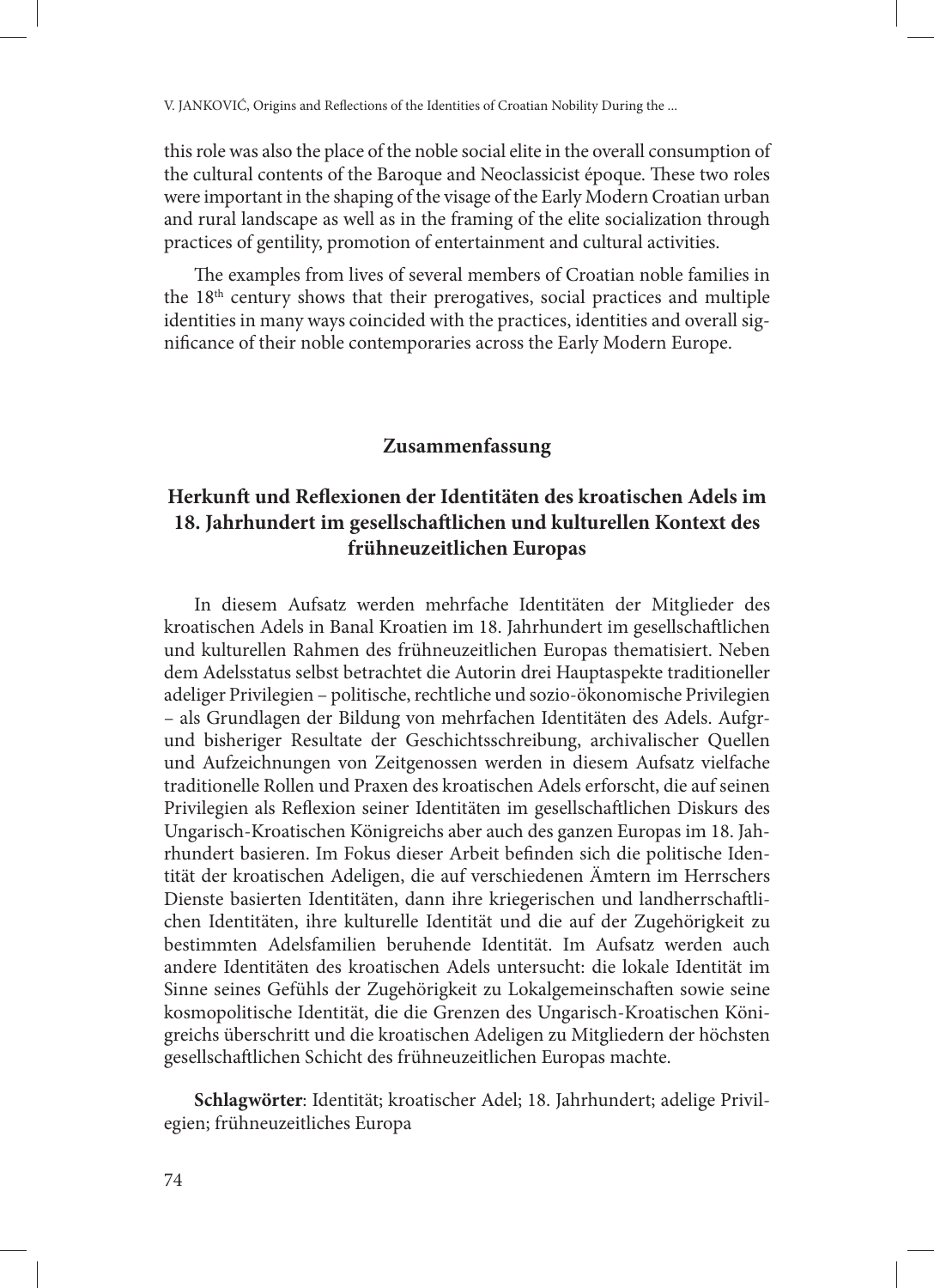this role was also the place of the noble social elite in the overall consumption of the cultural contents of the Baroque and Neoclassicist époque. These two roles were important in the shaping of the visage of the Early Modern Croatian urban and rural landscape as well as in the framing of the elite socialization through practices of gentility, promotion of entertainment and cultural activities.

The examples from lives of several members of Croatian noble families in the 18th century shows that their prerogatives, social practices and multiple identities in many ways coincided with the practices, identities and overall significance of their noble contemporaries across the Early Modern Europe.

## Zusammenfassung

### Herkunft und Reflexionen der Identitäten des kroatischen Adels im 18. Jahrhundert im gesellschaftlichen und kulturellen Kontext des frühneuzeitlichen Europas

In diesem Aufsatz werden mehrfache Identitäten der Mitglieder des kroatischen Adels in Banal Kroatien im 18. Jahrhundert im gesellschaftlichen und kulturellen Rahmen des frühneuzeitlichen Europas thematisiert. Neben dem Adelsstatus selbst betrachtet die Autorin drei Hauptaspekte traditioneller adeliger Privilegien – politische, rechtliche und sozio-ökonomische Privilegien – als Grundlagen der Bildung von mehrfachen Identitäten des Adels. Aufgrund bisheriger Resultate der Geschichtsschreibung, archivalischer Quellen und Aufzeichnungen von Zeitgenossen werden in diesem Aufsatz vielfache traditionelle Rollen und Praxen des kroatischen Adels erforscht, die auf seinen Privilegien als Reflexion seiner Identitäten im gesellschaftlichen Diskurs des Ungarisch-Kroatischen Königreichs aber auch des ganzen Europas im 18. Jahrhundert basieren. Im Fokus dieser Arbeit befinden sich die politische Identität der kroatischen Adeligen, die auf verschiedenen Ämtern im Herrschers Dienste basierten Identitäten, dann ihre kriegerischen und landherrschaftlichen Identitäten, ihre kulturelle Identität und die auf der Zugehörigkeit zu bestimmten Adelsfamilien beruhende Identität. Im Aufsatz werden auch andere Identitäten des kroatischen Adels untersucht: die lokale Identität im Sinne seines Gefühls der Zugehörigkeit zu Lokalgemeinschaften sowie seine kosmopolitische Identität, die die Grenzen des Ungarisch-Kroatischen Königreichs überschritt und die kroatischen Adeligen zu Mitgliedern der höchsten gesellschaftlichen Schicht des frühneuzeitlichen Europas machte.

**Schlagwörter**: Identität; kroatischer Adel; 18. Jahrhundert; adelige Privilegien; frühneuzeitliches Europa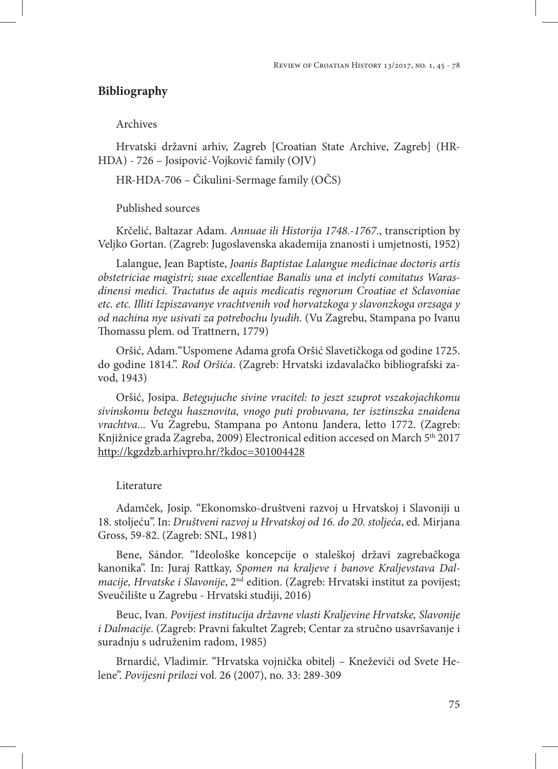## Bibliography

Archives

Hrvatski državni arhiv, Zagreb [Croatian State Archive, Zagreb] (HR-HDA) - 726 – Josipović-Vojković family (OJV)

HR-HDA-706 – Čikulini-Sermage family (OČS)

Published sources

Krčelić, Baltazar Adam. *Annuae ili Historija 1748.-1767.*, transcription by Veljko Gortan. (Zagreb: Jugoslavenska akademija znanosti i umjetnosti, 1952)

Lalangue, Jean Baptiste, *Joanis Baptistae Lalangue medicinae doctoris artis obstetriciae magistri; suae excellentiae Banalis una et inclyti comitatus Warasdinensi medici. Tractatus de aquis medicatis regnorum Croatiae et Sclavoniae etc. etc. Illiti Izpiszavanye vrachtvenih vod horvatzkoga y slavonzkoga orzsaga y od nachina nye usivati za potrebochu lyudih.* (Vu Zagrebu, Stampana po Ivanu Thomassu plem. od Trattnern, 1779)

Oršić, Adam."Uspomene Adama grofa Oršić Slavetičkoga od godine 1725. do godine 1814.". *Rod Oršića*. (Zagreb: Hrvatski izdavalačko bibliografski zavod, 1943)

Oršić, Josipa. *Betegujuche sivine vracitel: to jeszt szuprot vszakojachkomu sivinskomu betegu hasznovita, vnogo puti probuvana, ter isztinszka znaidena vrachtva...* Vu Zagrebu, Stampana po Antonu Jandera, letto 1772. (Zagreb: Knjižnice grada Zagreba, 2009) Electronical edition accesed on March 5th 2017 http://kgzdzb.arhivpro.hr/?kdoc=301004428

Literature

Adamček, Josip. "Ekonomsko-društveni razvoj u Hrvatskoj i Slavoniji u 18. stoljeću". In: *Društveni razvoj u Hrvatskoj od 16. do 20. stoljeća*, ed. Mirjana Gross, 59-82. (Zagreb: SNL, 1981)

Bene, Sándor. "Ideološke koncepcije o staleškoj državi zagrebačkoga kanonika". In: Juraj Rattkay, *Spomen na kraljeve i banove Kraljevstava Dalmacije, Hrvatske i Slavonije*, 2nd edition. (Zagreb: Hrvatski institut za povijest; Sveučilište u Zagrebu - Hrvatski studiji, 2016)

Beuc, Ivan. *Povijest institucija državne vlasti Kraljevine Hrvatske, Slavonije i Dalmacije*. (Zagreb: Pravni fakultet Zagreb; Centar za stručno usavršavanje i suradnju s udruženim radom, 1985)

Brnardić, Vladimir. "Hrvatska vojnička obitelj – Kneževići od Svete Helene". *Povijesni prilozi* vol. 26 (2007), no. 33: 289-309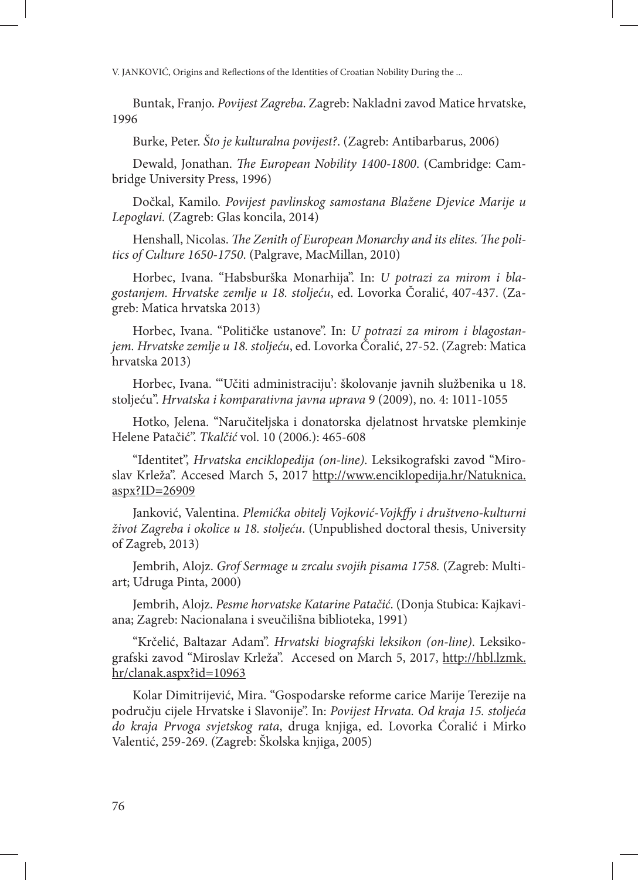Buntak, Franjo. *Povijest Zagreba*. Zagreb: Nakladni zavod Matice hrvatske, 1996

Burke, Peter. *Što je kulturalna povijest?*. (Zagreb: Antibarbarus, 2006)

Dewald, Jonathan. *The European Nobility 1400-1800*. (Cambridge: Cambridge University Press, 1996)

Dočkal, Kamilo. *Povijest pavlinskog samostana Blažene Djevice Marije u Lepoglavi.* (Zagreb: Glas koncila, 2014)

Henshall, Nicolas. *The Zenith of European Monarchy and its elites. The politics of Culture 1650-1750*. (Palgrave, MacMillan, 2010)

Horbec, Ivana. "Habsburška Monarhija". In: *U potrazi za mirom i blagostanjem. Hrvatske zemlje u 18. stoljeću*, ed. Lovorka Čoralić, 407-437. (Zagreb: Matica hrvatska 2013)

Horbec, Ivana. "Političke ustanove". In: *U potrazi za mirom i blagostanjem. Hrvatske zemlje u 18. stoljeću*, ed. Lovorka Čoralić, 27-52. (Zagreb: Matica hrvatska 2013)

Horbec, Ivana. "'Učiti administraciju': školovanje javnih službenika u 18. stoljeću". *Hrvatska i komparativna javna uprava* 9 (2009), no. 4: 1011-1055

Hotko, Jelena. "Naručiteljska i donatorska djelatnost hrvatske plemkinje Helene Patačić". *Tkalčić* vol. 10 (2006.): 465-608

"Identitet", *Hrvatska enciklopedija (on-line)*. Leksikografski zavod "Miroslav Krleža". Accesed March 5, 2017 http://www.enciklopedija.hr/Natuknica.aspx?ID=26909

Janković, Valentina. *Plemićka obitelj Vojković-Vojkffy i društveno-kulturni život Zagreba i okolice u 18. stoljeću*. (Unpublished doctoral thesis, University of Zagreb, 2013)

Jembrih, Alojz. *Grof Sermage u zrcalu svojih pisama 1758.* (Zagreb: Multiart; Udruga Pinta, 2000)

Jembrih, Alojz. *Pesme horvatske Katarine Patačić*. (Donja Stubica: Kajkaviana; Zagreb: Nacionalana i sveučilišna biblioteka, 1991)

"Krčelić, Baltazar Adam". *Hrvatski biografski leksikon (on-line)*. Leksikografski zavod "Miroslav Krleža". Accesed on March 5, 2017, http://hbl.lzmk.hr/clanak.aspx?id=10963

Kolar Dimitrijević, Mira. "Gospodarske reforme carice Marije Terezije na području cijele Hrvatske i Slavonije". In: *Povijest Hrvata. Od kraja 15. stoljeća do kraja Prvoga svjetskog rata*, druga knjiga, ed. Lovorka Ćoralić i Mirko Valentić, 259-269. (Zagreb: Školska knjiga, 2005)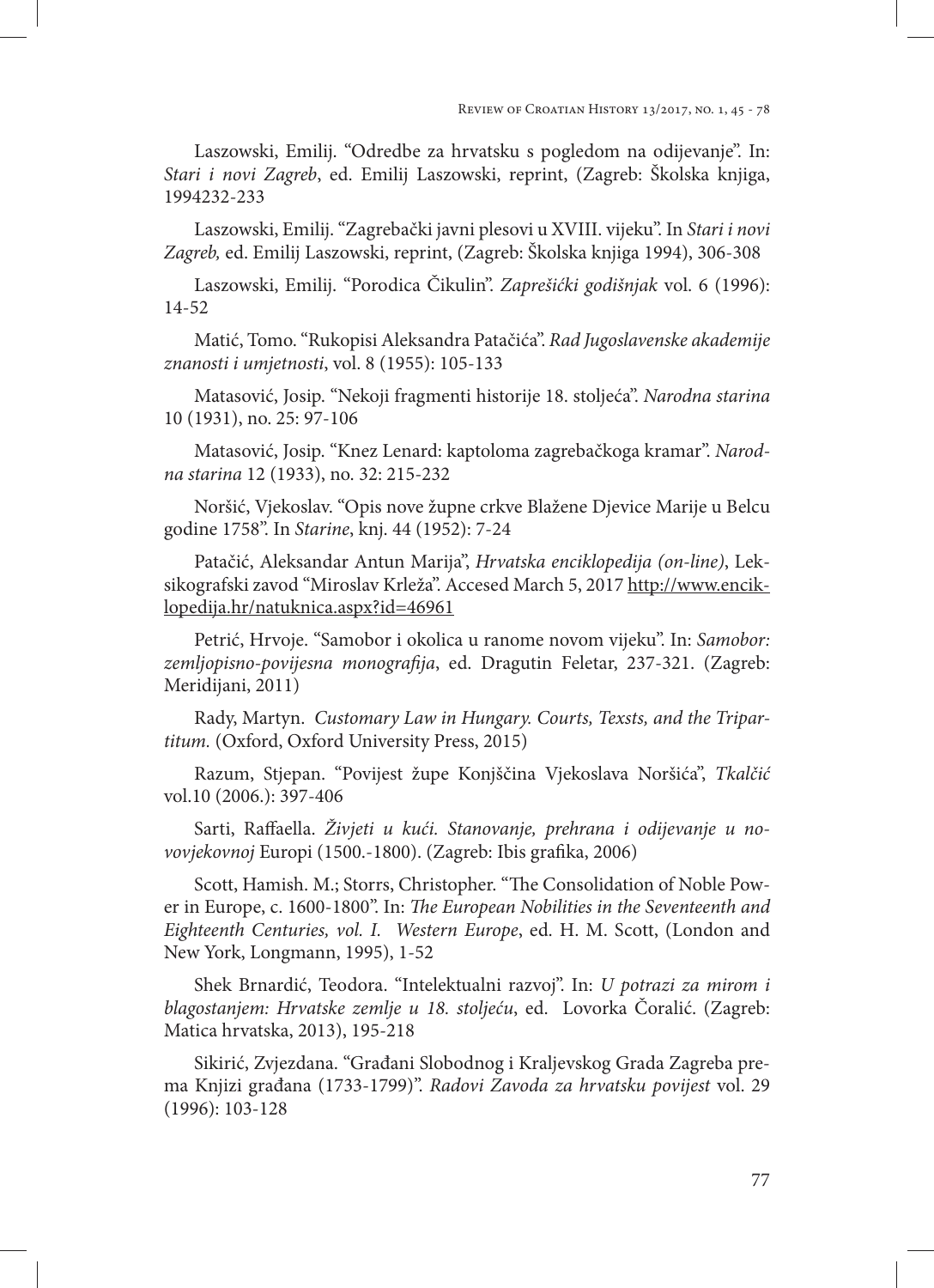Laszowski, Emilij. "Odredbe za hrvatsku s pogledom na odijevanje". In: *Stari i novi Zagreb*, ed. Emilij Laszowski, reprint, (Zagreb: Školska knjiga, 1994232-233

Laszowski, Emilij. "Zagrebački javni plesovi u XVIII. vijeku". In *Stari i novi Zagreb,* ed. Emilij Laszowski, reprint, (Zagreb: Školska knjiga 1994), 306-308

Laszowski, Emilij. "Porodica Čikulin". *Zaprešićki godišnjak* vol. 6 (1996): 14-52

Matić, Tomo. "Rukopisi Aleksandra Patačića". *Rad Jugoslavenske akademije znanosti i umjetnosti*, vol. 8 (1955): 105-133

Matasović, Josip. "Nekoji fragmenti historije 18. stoljeća". *Narodna starina* 10 (1931), no. 25: 97-106

Matasović, Josip. "Knez Lenard: kaptoloma zagrebačkoga kramar". *Narodna starina* 12 (1933), no. 32: 215-232

Noršić, Vjekoslav. "Opis nove župne crkve Blažene Djevice Marije u Belcu godine 1758". In *Starine*, knj. 44 (1952): 7-24

Patačić, Aleksandar Antun Marija", *Hrvatska enciklopedija (on-line)*, Leksikografski zavod "Miroslav Krleža". Accesed March 5, 2017 http://www.enciklopedija.hr/natuknica.aspx?id=46961

Petrić, Hrvoje. "Samobor i okolica u ranome novom vijeku". In: *Samobor: zemljopisno-povijesna monografija*, ed. Dragutin Feletar, 237-321. (Zagreb: Meridijani, 2011)

Rady, Martyn. *Customary Law in Hungary. Courts, Texsts, and the Tripartitum.* (Oxford, Oxford University Press, 2015)

Razum, Stjepan. "Povijest župe Konjščina Vjekoslava Noršića", *Tkalčić* vol.10 (2006.): 397-406

Sarti, Raffaella. *Živjeti u kući. Stanovanje, prehrana i odijevanje u novovjekovnoj* Europi (1500.-1800). (Zagreb: Ibis grafika, 2006)

Scott, Hamish. M.; Storrs, Christopher. "The Consolidation of Noble Power in Europe, c. 1600-1800". In: *The European Nobilities in the Seventeenth and Eighteenth Centuries, vol. I. Western Europe*, ed. H. M. Scott, (London and New York, Longmann, 1995), 1-52

Shek Brnardić, Teodora. "Intelektualni razvoj". In: *U potrazi za mirom i blagostanjem: Hrvatske zemlje u 18. stoljeću*, ed. Lovorka Čoralić. (Zagreb: Matica hrvatska, 2013), 195-218

Sikirić, Zvjezdana. "Građani Slobodnog i Kraljevskog Grada Zagreba prema Knjizi građana (1733-1799)". *Radovi Zavoda za hrvatsku povijest* vol. 29 (1996): 103-128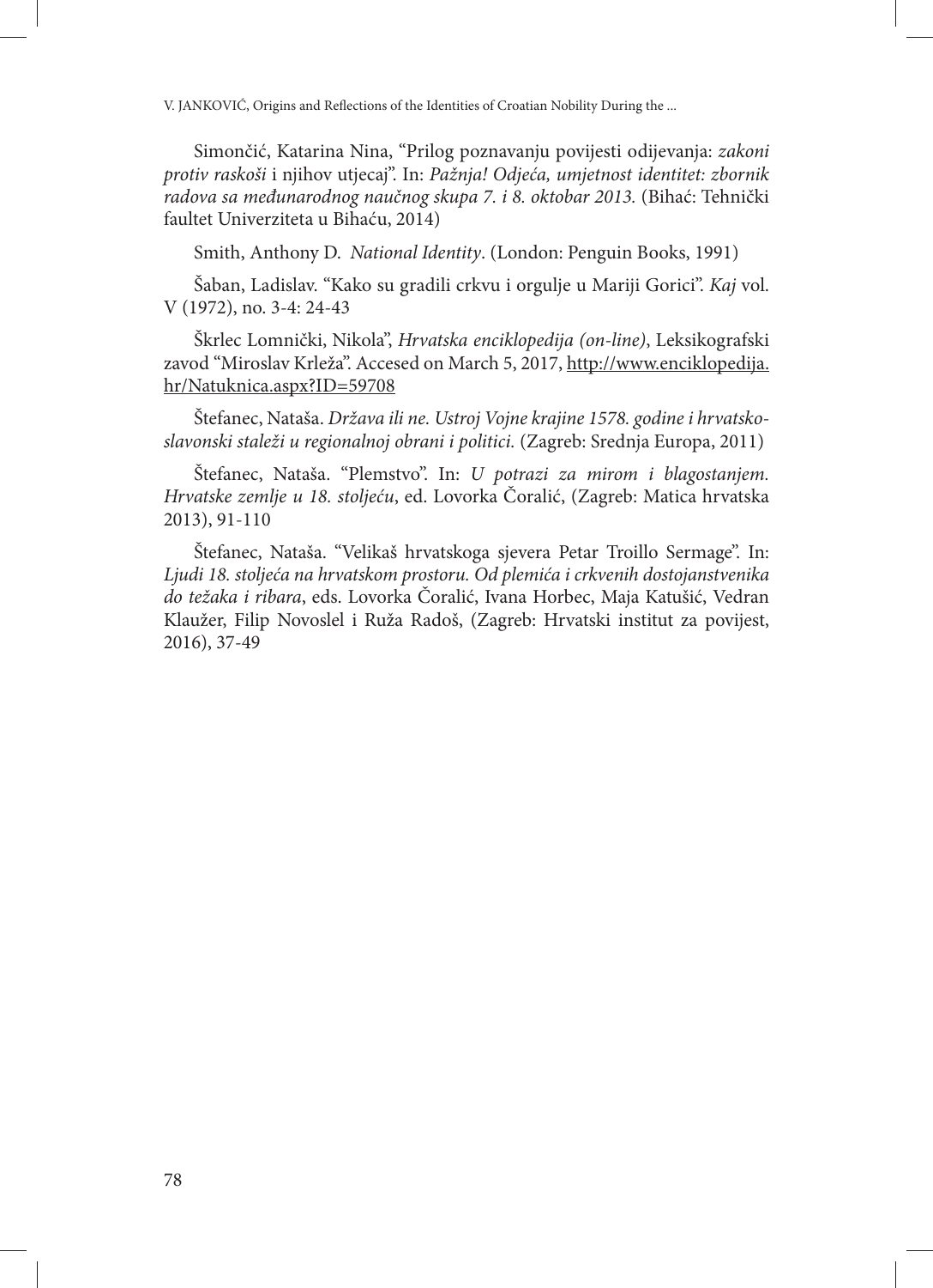Simončić, Katarina Nina, "Prilog poznavanju povijesti odijevanja: *zakoni protiv raskoši* i njihov utjecaj". In: *Pažnja! Odjeća, umjetnost identitet: zbornik radova sa međunarodnog naučnog skupa 7. i 8. oktobar 2013.* (Bihać: Tehnički fakultet Univerziteta u Bihaću, 2014)

Smith, Anthony D. *National Identity*. (London: Penguin Books, 1991)

Šaban, Ladislav. "Kako su gradili crkvu i orgulje u Mariji Gorici". *Kaj* vol. V (1972), no. 3-4: 24-43

Škrlec Lomnički, Nikola", *Hrvatska enciklopedija (on-line)*, Leksikografski zavod "Miroslav Krleža". Accesed on March 5, 2017, http://www.enciklopedija.hr/Natuknica.aspx?ID=59708

Štefanec, Nataša. *Država ili ne. Ustroj Vojne krajine 1578. godine i hrvatsko-slavonski staleži u regionalnoj obrani i politici.* (Zagreb: Srednja Europa, 2011)

Štefanec, Nataša. "Plemstvo". In: *U potrazi za mirom i blagostanjem. Hrvatske zemlje u 18. stoljeću*, ed. Lovorka Čoralić, (Zagreb: Matica hrvatska 2013), 91-110

Štefanec, Nataša. "Velikaš hrvatskoga sjevera Petar Troillo Sermage". In: *Ljudi 18. stoljeća na hrvatskom prostoru. Od plemića i crkvenih dostojanstvenika do težaka i ribara*, eds. Lovorka Čoralić, Ivana Horbec, Maja Katušić, Vedran Klaužer, Filip Novoslel i Ruža Radoš, (Zagreb: Hrvatski institut za povijest, 2016), 37-49